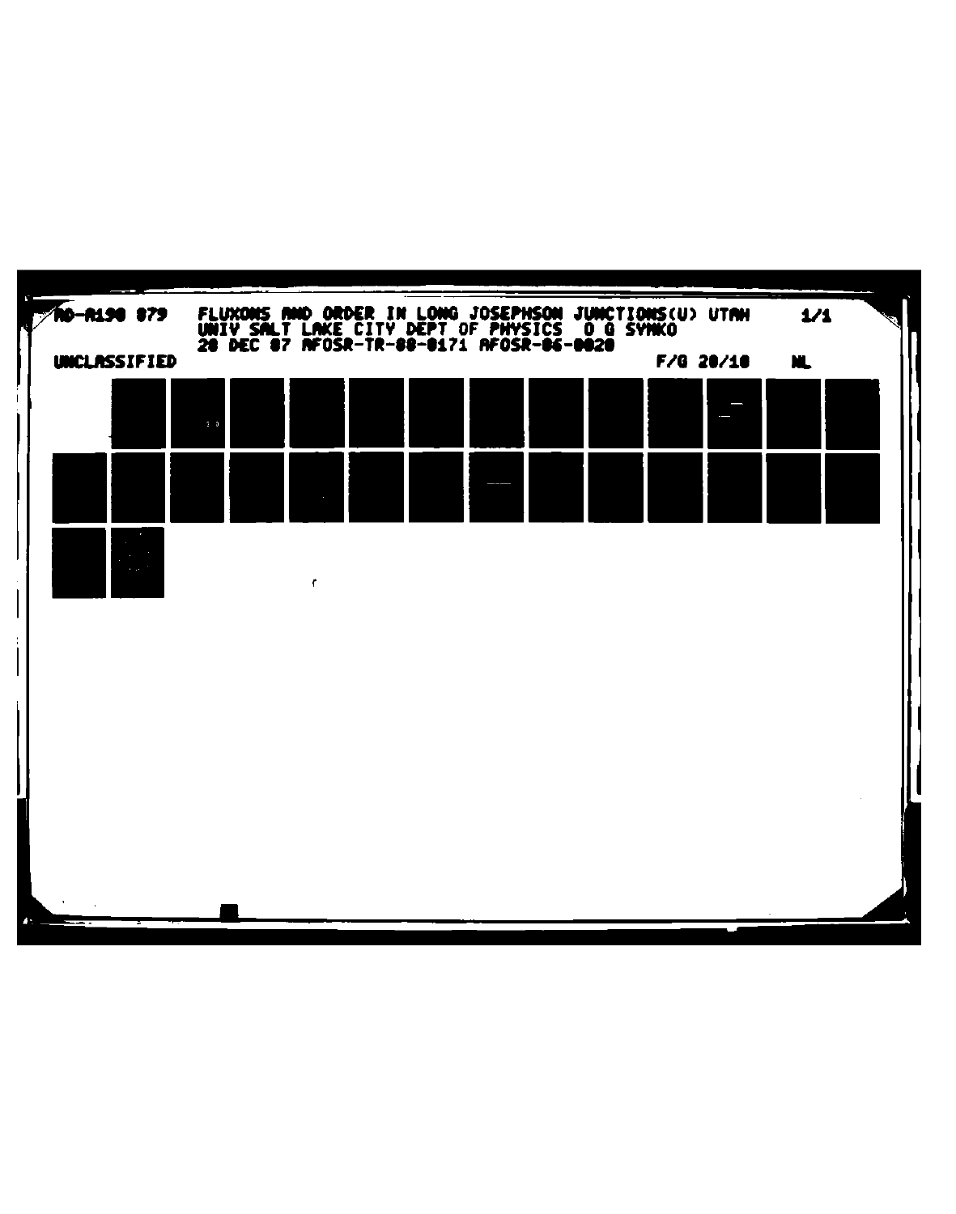AD-A190 079 FLUXONS AND ORDER IN LONG JOSEPHSON JUNCTIONS(U) UTAH UNIV SALT LAKE CITY DEPT OF PHYSICS D G SYNKO 28 DEC 87 AFOSR-TR-88-0171 AFOSR-86-0020

1/1

UNCLASSIFIED

F/G 20/10

NL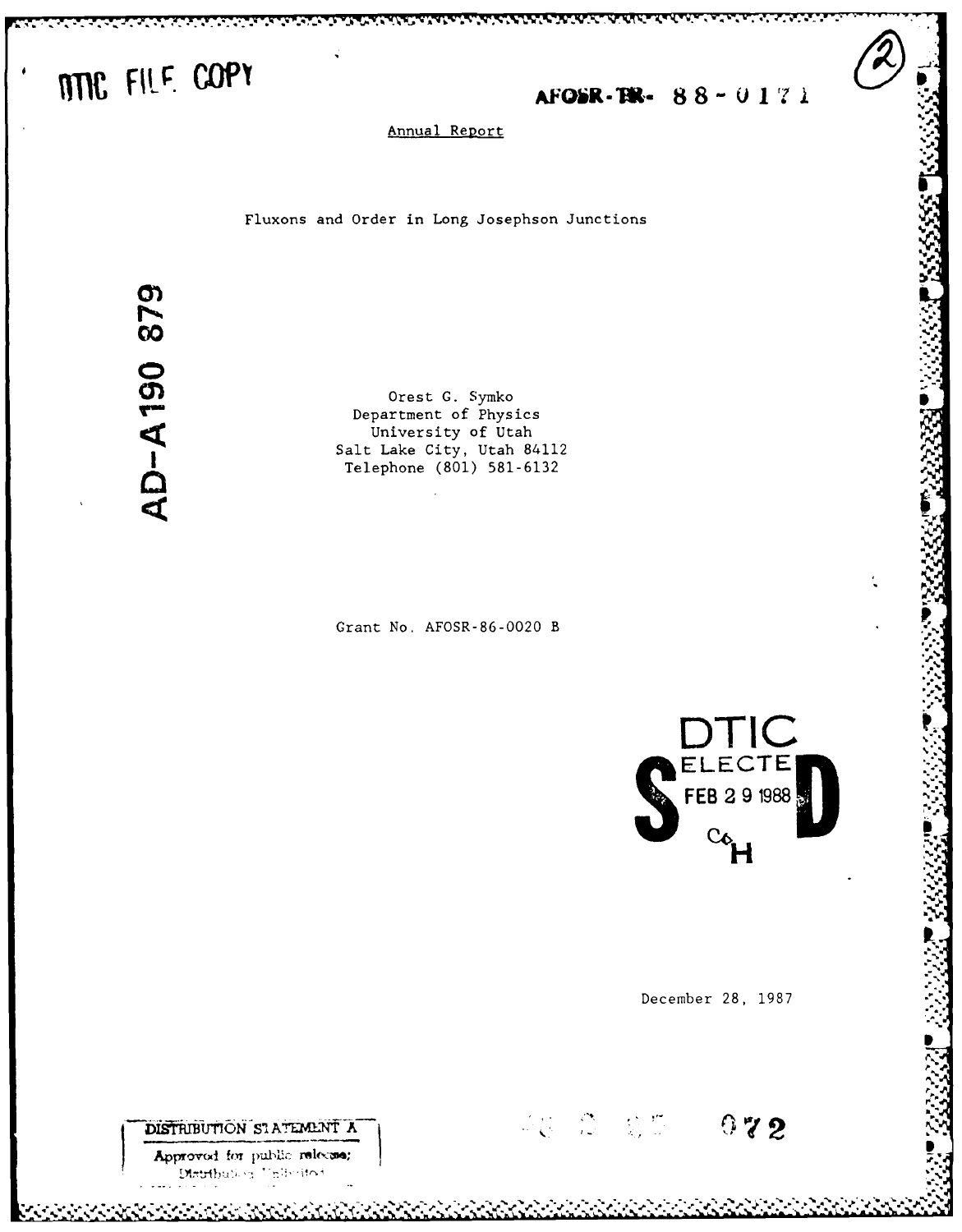DTIC FILE COPY

AFOSR-TR- 88-0171

Annual Report

# Fluxons and Order in Long Josephson Junctions

AD-A190 879

Orest G. Symko
Department of Physics
University of Utah
Salt Lake City, Utah 84112
Telephone (801) 581-6132

Grant No. AFOSR-86-0020 B

DTIC
SELECTE
FEB 29 1988
D

December 28, 1987

DISTRIBUTION STATEMENT A

Approved for public release;
Distribution Unlimited

072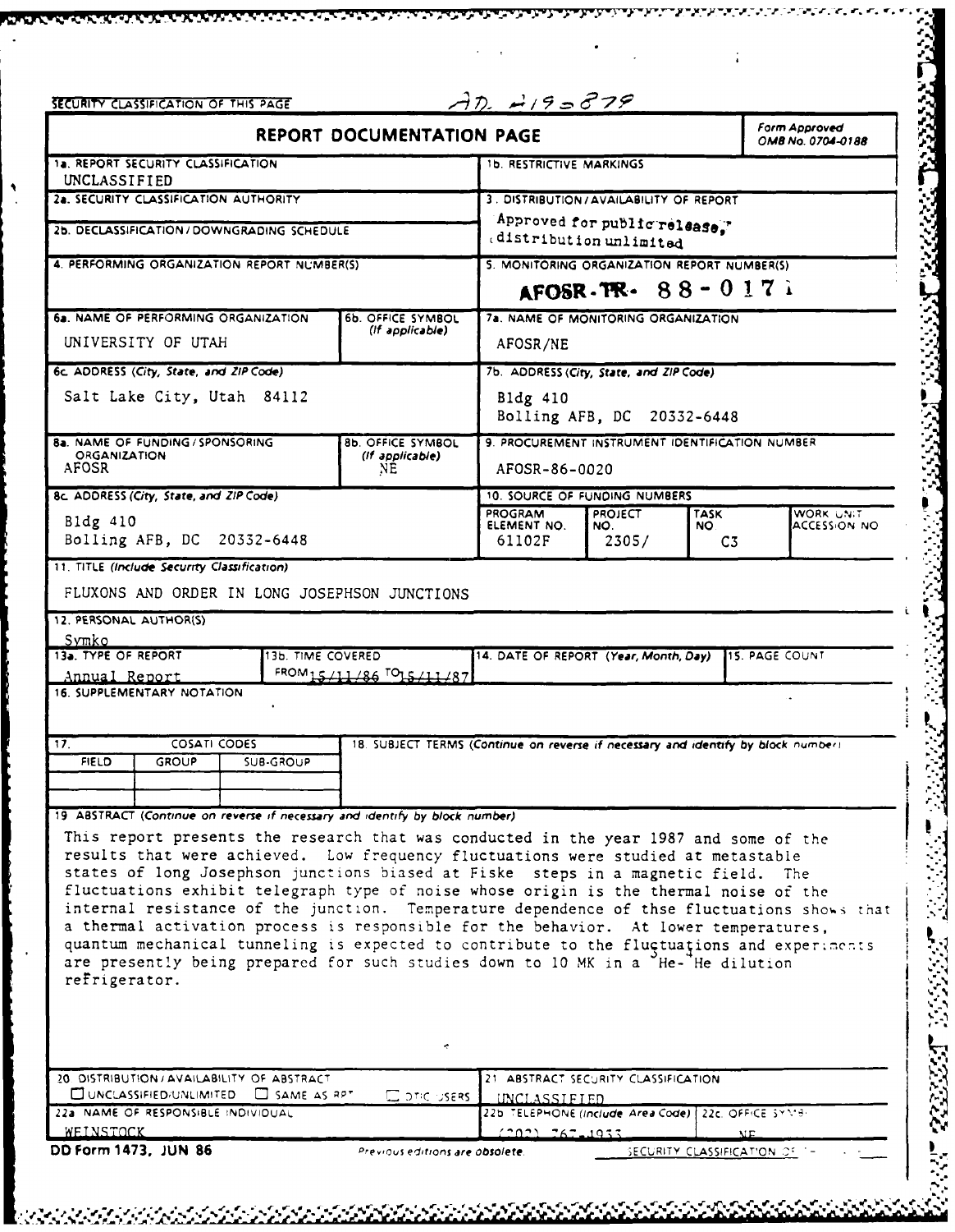SECURITY CLASSIFICATION OF THIS PAGE

AD-A190 879

# REPORT DOCUMENTATION PAGE

Form Approved OMB No. 0704-0188

| Field | Content |
|---|---|
| 1a. REPORT SECURITY CLASSIFICATION | UNCLASSIFIED |
| 1b. RESTRICTIVE MARKINGS | |
| 2a. SECURITY CLASSIFICATION AUTHORITY | |
| 2b. DECLASSIFICATION / DOWNGRADING SCHEDULE | |
| 3. DISTRIBUTION / AVAILABILITY OF REPORT | Approved for public release, distribution unlimited |
| 4. PERFORMING ORGANIZATION REPORT NUMBER(S) | |
| 5. MONITORING ORGANIZATION REPORT NUMBER(S) | AFOSR-TR- 88-0171 |
| 6a. NAME OF PERFORMING ORGANIZATION | UNIVERSITY OF UTAH |
| 6b. OFFICE SYMBOL (If applicable) | |
| 7a. NAME OF MONITORING ORGANIZATION | AFOSR/NE |
| 6c. ADDRESS (City, State, and ZIP Code) | Salt Lake City, Utah 84112 |
| 7b. ADDRESS (City, State, and ZIP Code) | Bldg 410, Bolling AFB, DC 20332-6448 |
| 8a. NAME OF FUNDING / SPONSORING ORGANIZATION | AFOSR |
| 8b. OFFICE SYMBOL (If applicable) | NE |
| 9. PROCUREMENT INSTRUMENT IDENTIFICATION NUMBER | AFOSR-86-0020 |
| 8c. ADDRESS (City, State, and ZIP Code) | Bldg 410, Bolling AFB, DC 20332-6448 |

10. SOURCE OF FUNDING NUMBERS

| PROGRAM ELEMENT NO. | PROJECT NO. | TASK NO | WORK UNIT ACCESSION NO |
|---|---|---|---|
| 61102F | 2305/ | C3 | |

11. TITLE (Include Security Classification)

FLUXONS AND ORDER IN LONG JOSEPHSON JUNCTIONS

12. PERSONAL AUTHOR(S)

Symko

| 13a. TYPE OF REPORT | 13b. TIME COVERED | 14. DATE OF REPORT (Year, Month, Day) | 15. PAGE COUNT |
|---|---|---|---|
| Annual Report | FROM 15/11/86 TO 15/11/87 | | |

16. SUPPLEMENTARY NOTATION

| 17. COSATI CODES | | | 18. SUBJECT TERMS (Continue on reverse if necessary and identify by block number) |
|---|---|---|---|
| FIELD | GROUP | SUB-GROUP | |
| | | | |

19. ABSTRACT (Continue on reverse if necessary and identify by block number)

This report presents the research that was conducted in the year 1987 and some of the results that were achieved. Low frequency fluctuations were studied at metastable states of long Josephson junctions biased at Fiske steps in a magnetic field. The fluctuations exhibit telegraph type of noise whose origin is the thermal noise of the internal resistance of the junction. Temperature dependence of thse fluctuations shows that a thermal activation process is responsible for the behavior. At lower temperatures, quantum mechanical tunneling is expected to contribute to the fluctuations and experiments are presently being prepared for such studies down to 10 MK in a $^{3}$He-$^{4}$He dilution refrigerator.

| 20. DISTRIBUTION / AVAILABILITY OF ABSTRACT | 21. ABSTRACT SECURITY CLASSIFICATION |
|---|---|
| ☐ UNCLASSIFIED/UNLIMITED ☐ SAME AS RPT ☐ DTIC USERS | UNCLASSIFIED |

| 22a. NAME OF RESPONSIBLE INDIVIDUAL | 22b. TELEPHONE (Include Area Code) | 22c. OFFICE SYMBOL |
|---|---|---|
| WEINSTOCK | (202) 767-4933 | NE |

DD Form 1473, JUN 86 — Previous editions are obsolete. — SECURITY CLASSIFICATION OF THIS PAGE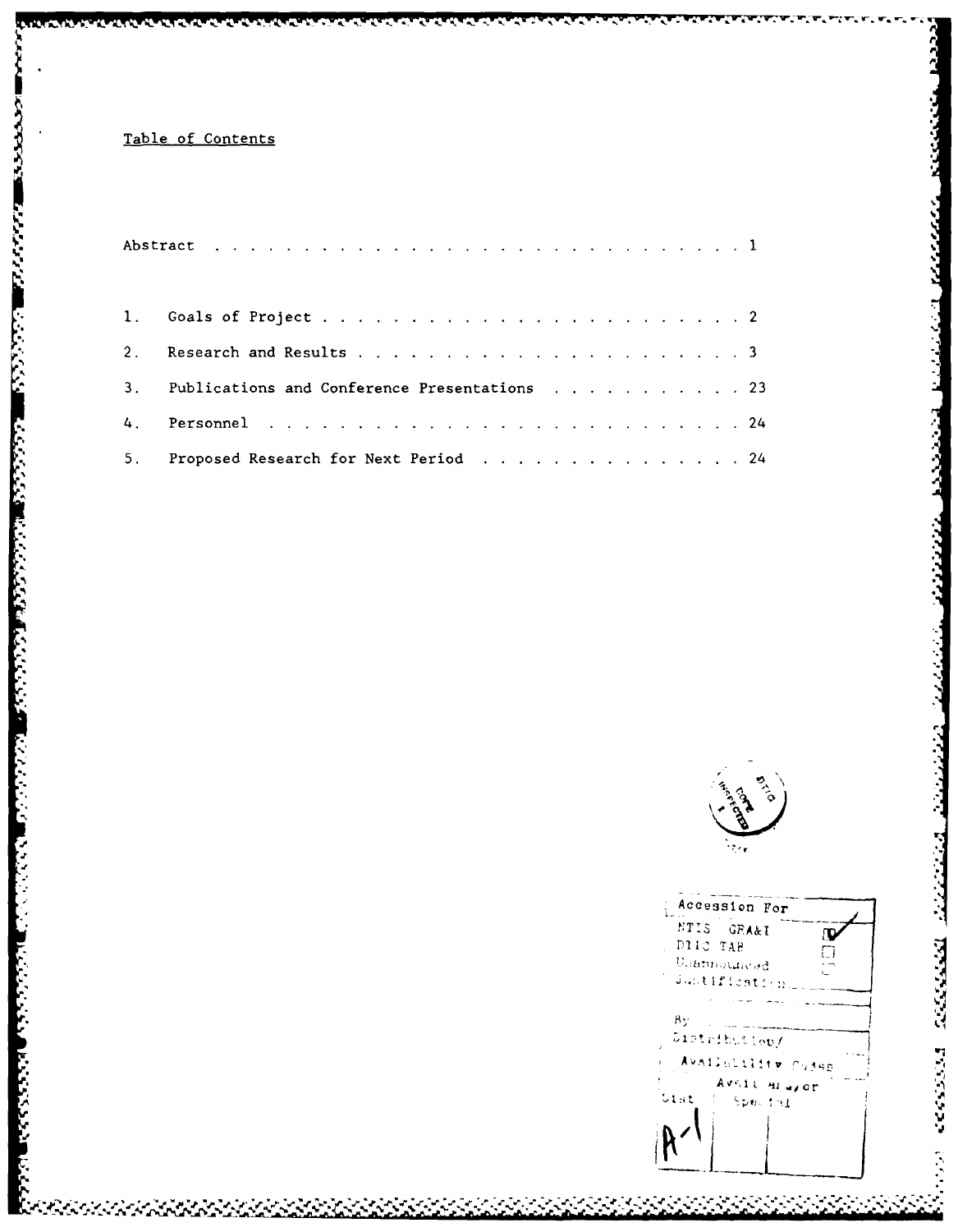## Table of Contents

| | | |
|---|---|---|
| Abstract | | 1 |
| 1. | Goals of Project | 2 |
| 2. | Research and Results | 3 |
| 3. | Publications and Conference Presentations | 23 |
| 4. | Personnel | 24 |
| 5. | Proposed Research for Next Period | 24 |

| Accession For | |
|---|---|
| NTIS GRA&I | ☑ |
| DTIC TAB | ☐ |
| Unannounced | ☐ |
| Justification | |
| By | |
| Distribution/ | |
| Availability Codes | |
| Dist | Avail and/or Special |
| A-1 | |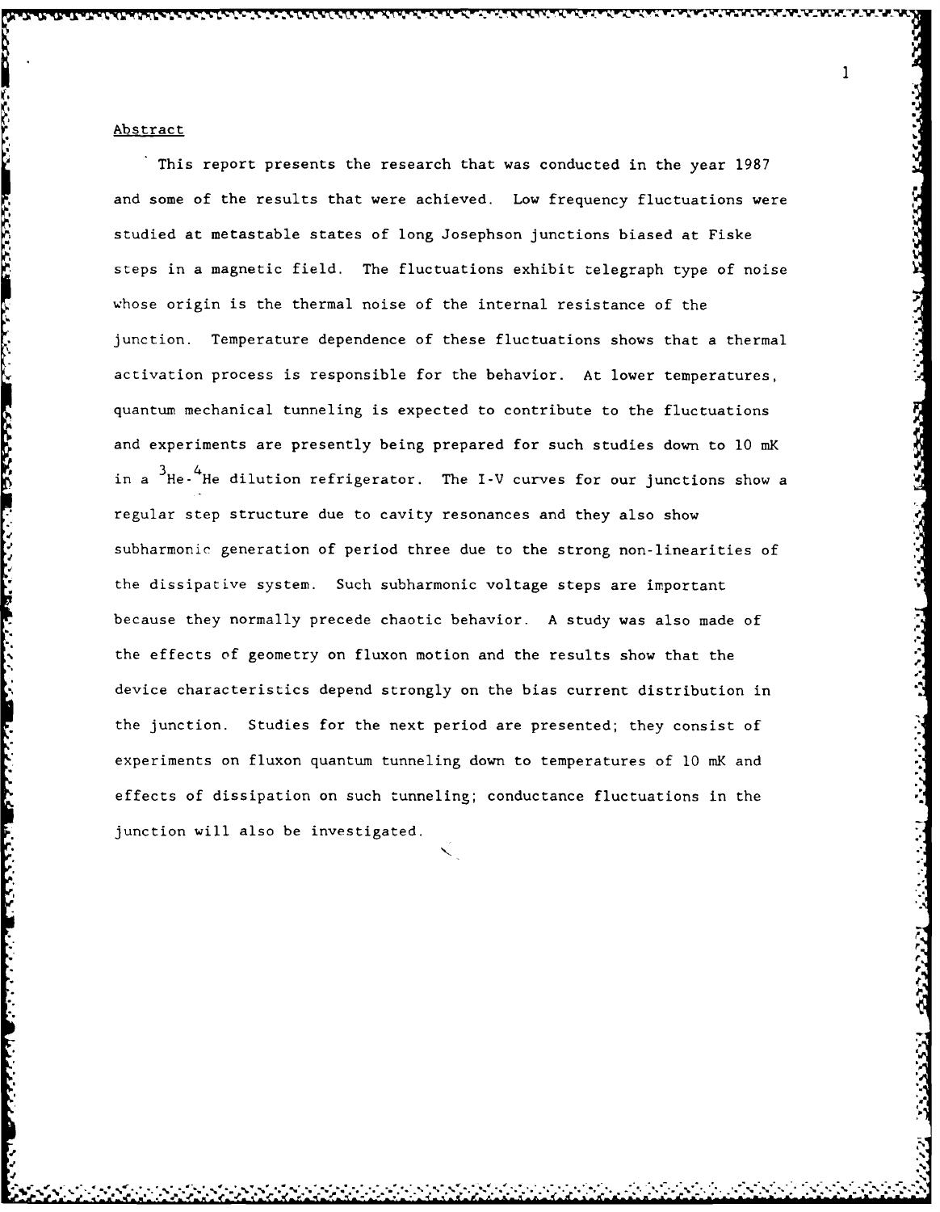## Abstract

This report presents the research that was conducted in the year 1987 and some of the results that were achieved. Low frequency fluctuations were studied at metastable states of long Josephson junctions biased at Fiske steps in a magnetic field. The fluctuations exhibit telegraph type of noise whose origin is the thermal noise of the internal resistance of the junction. Temperature dependence of these fluctuations shows that a thermal activation process is responsible for the behavior. At lower temperatures, quantum mechanical tunneling is expected to contribute to the fluctuations and experiments are presently being prepared for such studies down to 10 mK in a $^{3}He$-$^{4}He$ dilution refrigerator. The I-V curves for our junctions show a regular step structure due to cavity resonances and they also show subharmonic generation of period three due to the strong non-linearities of the dissipative system. Such subharmonic voltage steps are important because they normally precede chaotic behavior. A study was also made of the effects of geometry on fluxon motion and the results show that the device characteristics depend strongly on the bias current distribution in the junction. Studies for the next period are presented; they consist of experiments on fluxon quantum tunneling down to temperatures of 10 mK and effects of dissipation on such tunneling; conductance fluctuations in the junction will also be investigated.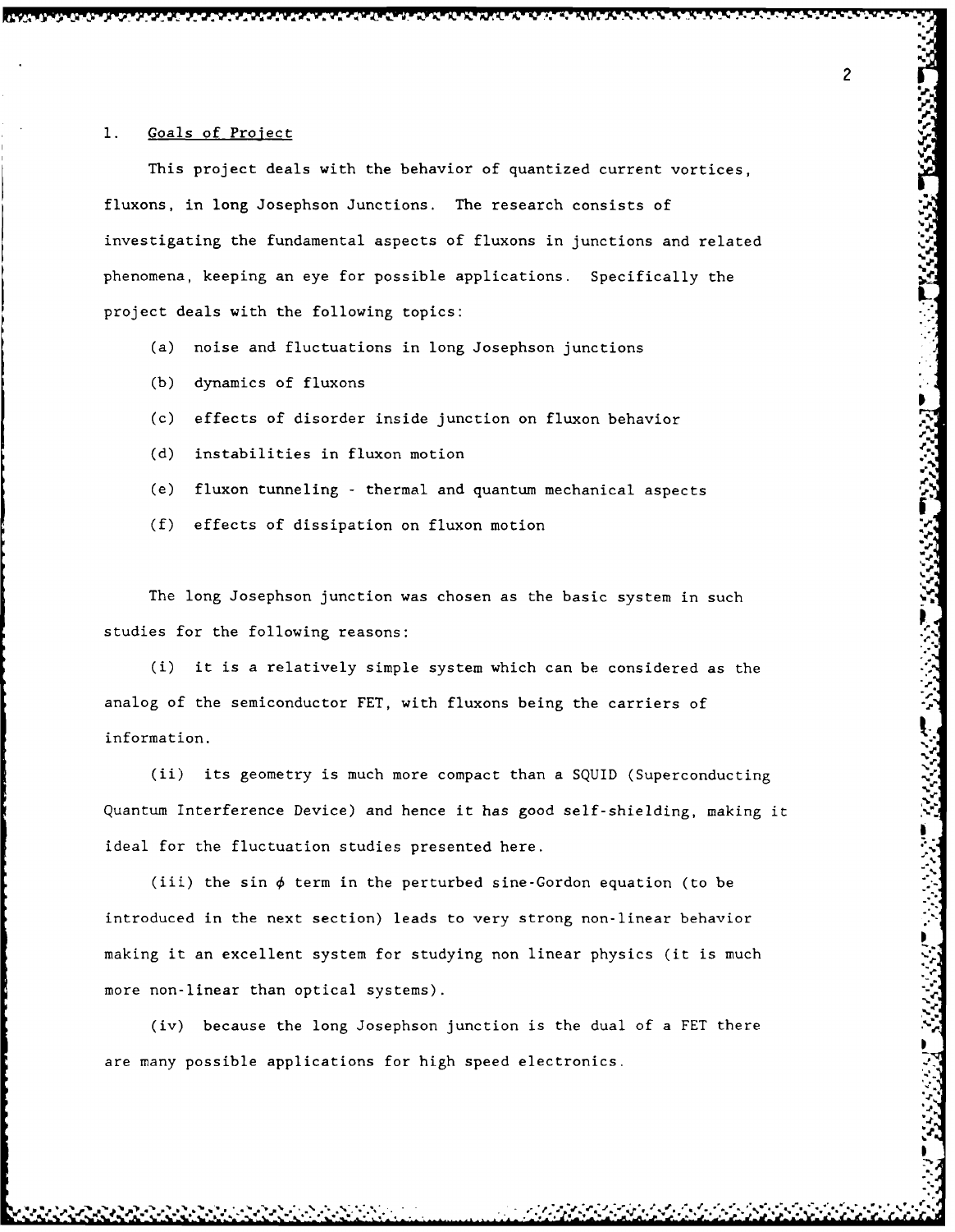## 1. Goals of Project

This project deals with the behavior of quantized current vortices, fluxons, in long Josephson Junctions. The research consists of investigating the fundamental aspects of fluxons in junctions and related phenomena, keeping an eye for possible applications. Specifically the project deals with the following topics:

(a) noise and fluctuations in long Josephson junctions

(b) dynamics of fluxons

(c) effects of disorder inside junction on fluxon behavior

(d) instabilities in fluxon motion

(e) fluxon tunneling - thermal and quantum mechanical aspects

(f) effects of dissipation on fluxon motion

The long Josephson junction was chosen as the basic system in such studies for the following reasons:

(i) it is a relatively simple system which can be considered as the analog of the semiconductor FET, with fluxons being the carriers of information.

(ii) its geometry is much more compact than a SQUID (Superconducting Quantum Interference Device) and hence it has good self-shielding, making it ideal for the fluctuation studies presented here.

(iii) the $\sin \phi$ term in the perturbed sine-Gordon equation (to be introduced in the next section) leads to very strong non-linear behavior making it an excellent system for studying non linear physics (it is much more non-linear than optical systems).

(iv) because the long Josephson junction is the dual of a FET there are many possible applications for high speed electronics.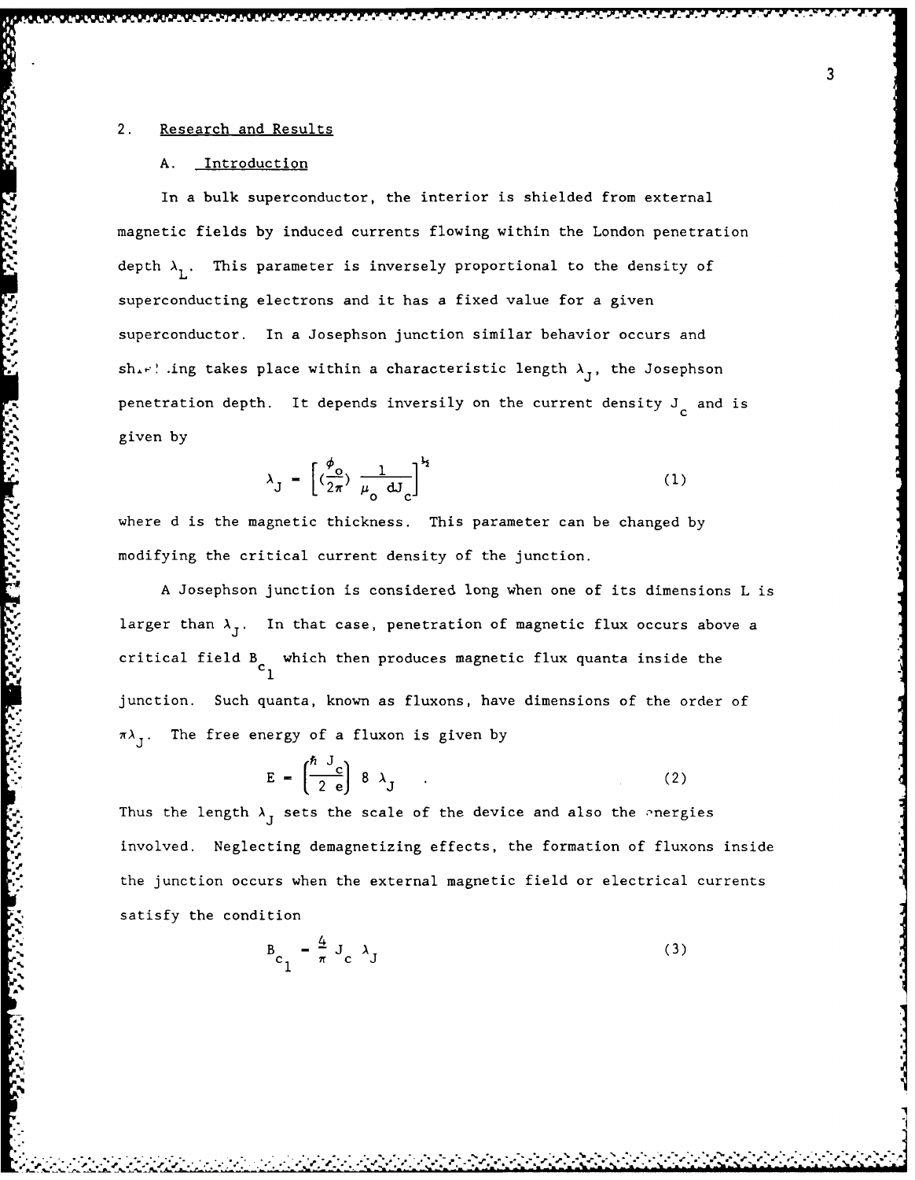## 2. Research and Results

### A. Introduction

In a bulk superconductor, the interior is shielded from external magnetic fields by induced currents flowing within the London penetration depth $\lambda_L$. This parameter is inversely proportional to the density of superconducting electrons and it has a fixed value for a given superconductor. In a Josephson junction similar behavior occurs and shielding takes place within a characteristic length $\lambda_J$, the Josephson penetration depth. It depends inversily on the current density $J_c$ and is given by

$$\lambda_J = \left[ \left(\frac{\phi_o}{2\pi}\right) \frac{1}{\mu_o \, dJ_c} \right]^{\frac{1}{2}} \tag{1}$$

where d is the magnetic thickness. This parameter can be changed by modifying the critical current density of the junction.

A Josephson junction is considered long when one of its dimensions L is larger than $\lambda_J$. In that case, penetration of magnetic flux occurs above a critical field $B_{c_1}$ which then produces magnetic flux quanta inside the junction. Such quanta, known as fluxons, have dimensions of the order of $\pi\lambda_J$. The free energy of a fluxon is given by

$$E = \left(\frac{\hbar \, J_c}{2 \, e}\right) 8 \, \lambda_J \tag{2}$$

Thus the length $\lambda_J$ sets the scale of the device and also the energies involved. Neglecting demagnetizing effects, the formation of fluxons inside the junction occurs when the external magnetic field or electrical currents satisfy the condition

$$B_{c_1} = \frac{4}{\pi} J_c \, \lambda_J \tag{3}$$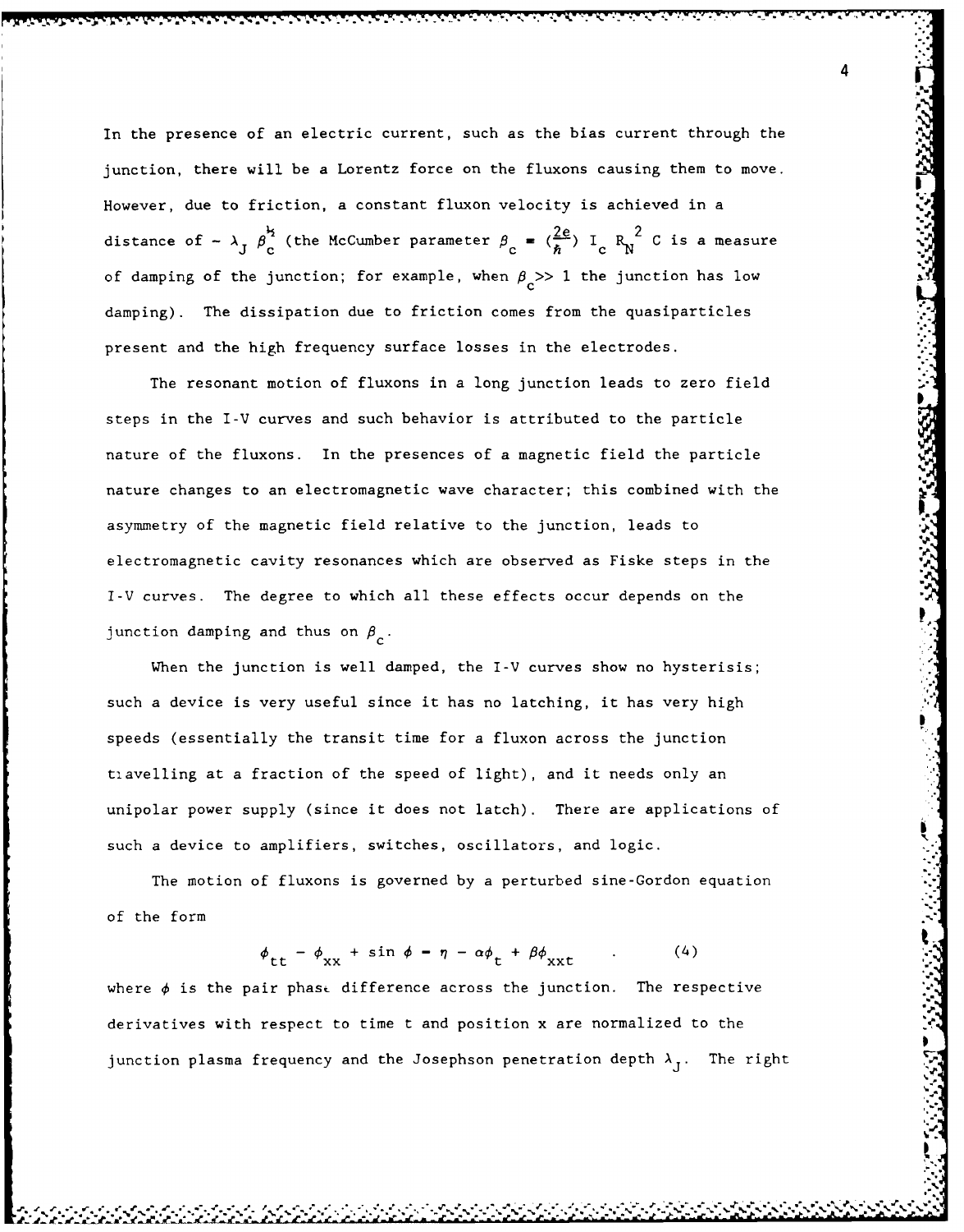In the presence of an electric current, such as the bias current through the junction, there will be a Lorentz force on the fluxons causing them to move. However, due to friction, a constant fluxon velocity is achieved in a distance of $\sim \lambda_J \beta_c^{\frac{1}{2}}$ (the McCumber parameter $\beta_c = (\frac{2e}{\hbar}) I_c R_N^2 C$ is a measure of damping of the junction; for example, when $\beta_c \gg 1$ the junction has low damping). The dissipation due to friction comes from the quasiparticles present and the high frequency surface losses in the electrodes.

The resonant motion of fluxons in a long junction leads to zero field steps in the I-V curves and such behavior is attributed to the particle nature of the fluxons. In the presences of a magnetic field the particle nature changes to an electromagnetic wave character; this combined with the asymmetry of the magnetic field relative to the junction, leads to electromagnetic cavity resonances which are observed as Fiske steps in the I-V curves. The degree to which all these effects occur depends on the junction damping and thus on $\beta_c$.

When the junction is well damped, the I-V curves show no hysterisis; such a device is very useful since it has no latching, it has very high speeds (essentially the transit time for a fluxon across the junction travelling at a fraction of the speed of light), and it needs only an unipolar power supply (since it does not latch). There are applications of such a device to amplifiers, switches, oscillators, and logic.

The motion of fluxons is governed by a perturbed sine-Gordon equation of the form

$$\phi_{tt} - \phi_{xx} + \sin \phi = \eta - \alpha\phi_t + \beta\phi_{xxt} \quad . \tag{4}$$

where $\phi$ is the pair phase difference across the junction. The respective derivatives with respect to time t and position x are normalized to the junction plasma frequency and the Josephson penetration depth $\lambda_J$. The right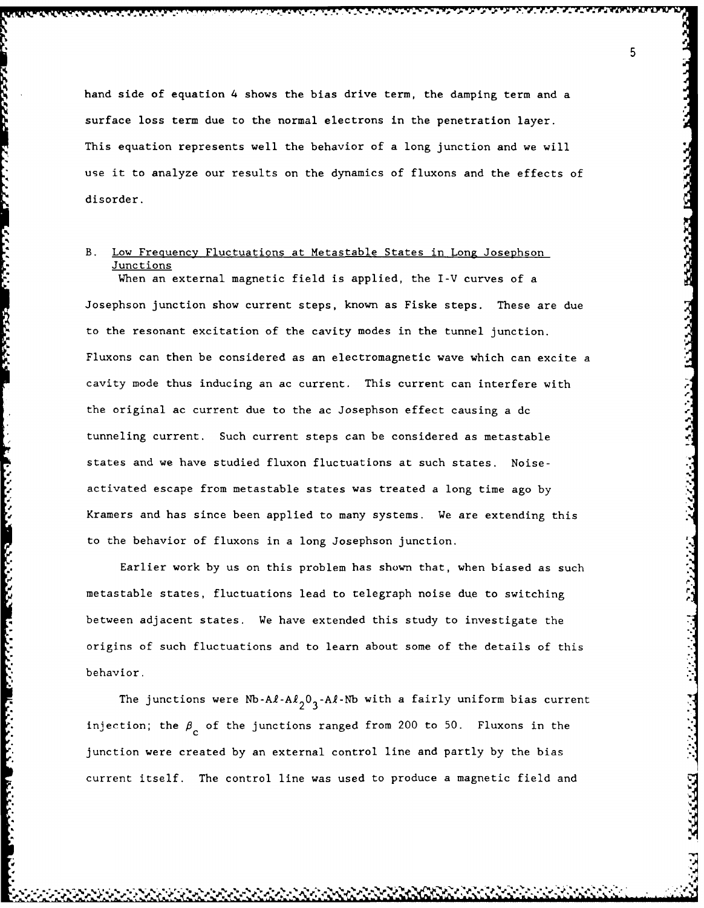hand side of equation 4 shows the bias drive term, the damping term and a surface loss term due to the normal electrons in the penetration layer. This equation represents well the behavior of a long junction and we will use it to analyze our results on the dynamics of fluxons and the effects of disorder.

## B. Low Frequency Fluctuations at Metastable States in Long Josephson Junctions

When an external magnetic field is applied, the I-V curves of a Josephson junction show current steps, known as Fiske steps. These are due to the resonant excitation of the cavity modes in the tunnel junction. Fluxons can then be considered as an electromagnetic wave which can excite a cavity mode thus inducing an ac current. This current can interfere with the original ac current due to the ac Josephson effect causing a dc tunneling current. Such current steps can be considered as metastable states and we have studied fluxon fluctuations at such states. Noise-activated escape from metastable states was treated a long time ago by Kramers and has since been applied to many systems. We are extending this to the behavior of fluxons in a long Josephson junction.

Earlier work by us on this problem has shown that, when biased as such metastable states, fluctuations lead to telegraph noise due to switching between adjacent states. We have extended this study to investigate the origins of such fluctuations and to learn about some of the details of this behavior.

The junctions were Nb-Aℓ-$Aℓ_2O_3$-Aℓ-Nb with a fairly uniform bias current injection; the $\beta_c$ of the junctions ranged from 200 to 50. Fluxons in the junction were created by an external control line and partly by the bias current itself. The control line was used to produce a magnetic field and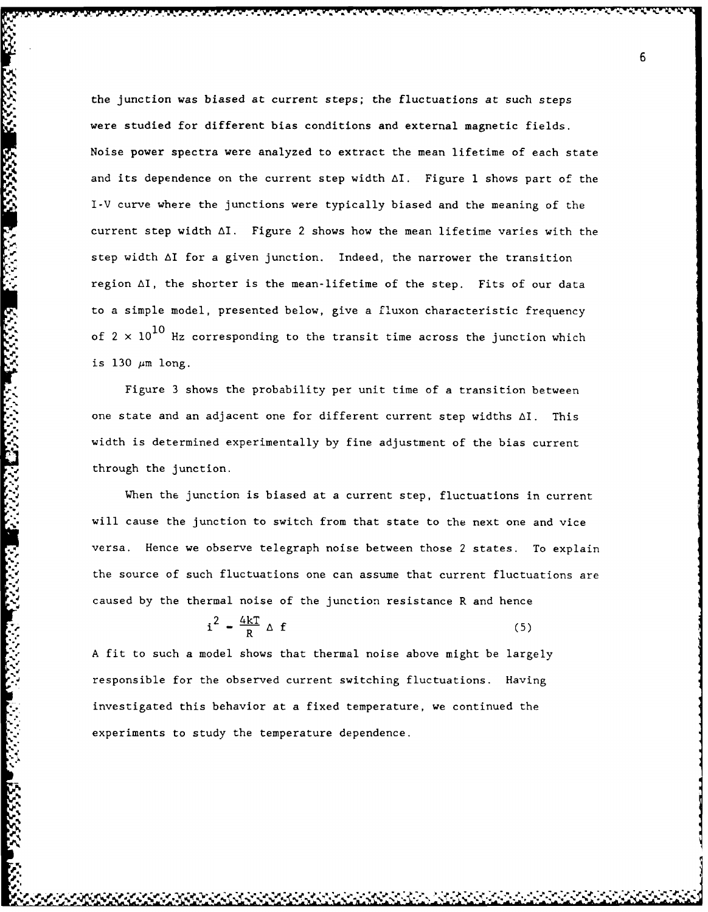the junction was biased at current steps; the fluctuations at such steps were studied for different bias conditions and external magnetic fields. Noise power spectra were analyzed to extract the mean lifetime of each state and its dependence on the current step width $\Delta I$. Figure 1 shows part of the I-V curve where the junctions were typically biased and the meaning of the current step width $\Delta I$. Figure 2 shows how the mean lifetime varies with the step width $\Delta I$ for a given junction. Indeed, the narrower the transition region $\Delta I$, the shorter is the mean-lifetime of the step. Fits of our data to a simple model, presented below, give a fluxon characteristic frequency of $2 \times 10^{10}$ Hz corresponding to the transit time across the junction which is 130 $\mu$m long.

Figure 3 shows the probability per unit time of a transition between one state and an adjacent one for different current step widths $\Delta I$. This width is determined experimentally by fine adjustment of the bias current through the junction.

When the junction is biased at a current step, fluctuations in current will cause the junction to switch from that state to the next one and vice versa. Hence we observe telegraph noise between those 2 states. To explain the source of such fluctuations one can assume that current fluctuations are caused by the thermal noise of the junction resistance R and hence

$$i^2 = \frac{4kT}{R} \Delta f \tag{5}$$

A fit to such a model shows that thermal noise above might be largely responsible for the observed current switching fluctuations. Having investigated this behavior at a fixed temperature, we continued the experiments to study the temperature dependence.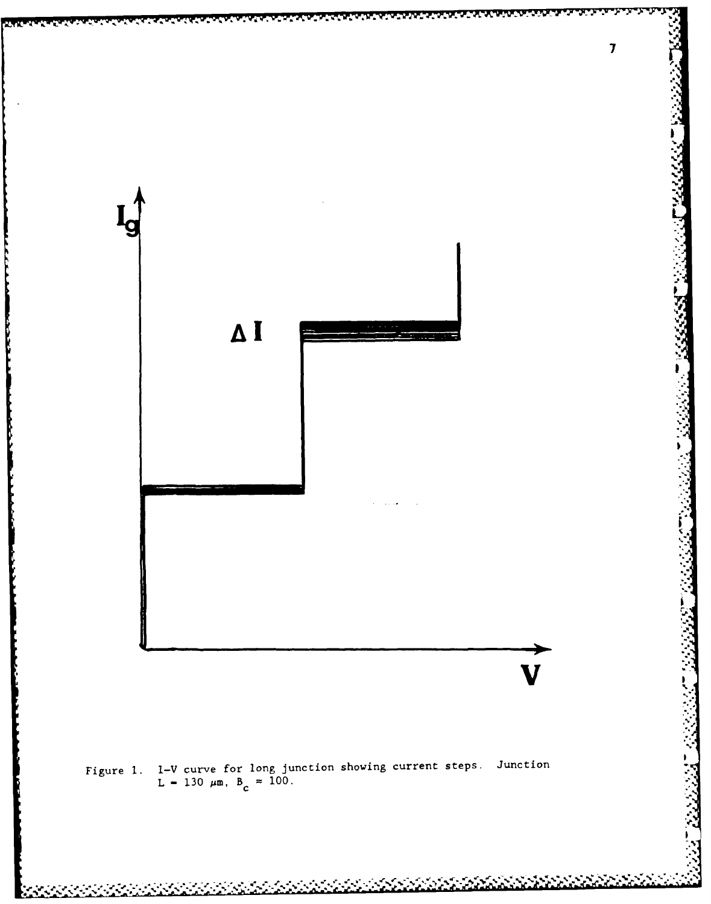Figure 1. I–V curve for long junction showing current steps. Junction $L = 130\ \mu m$, $B_c \approx 100$.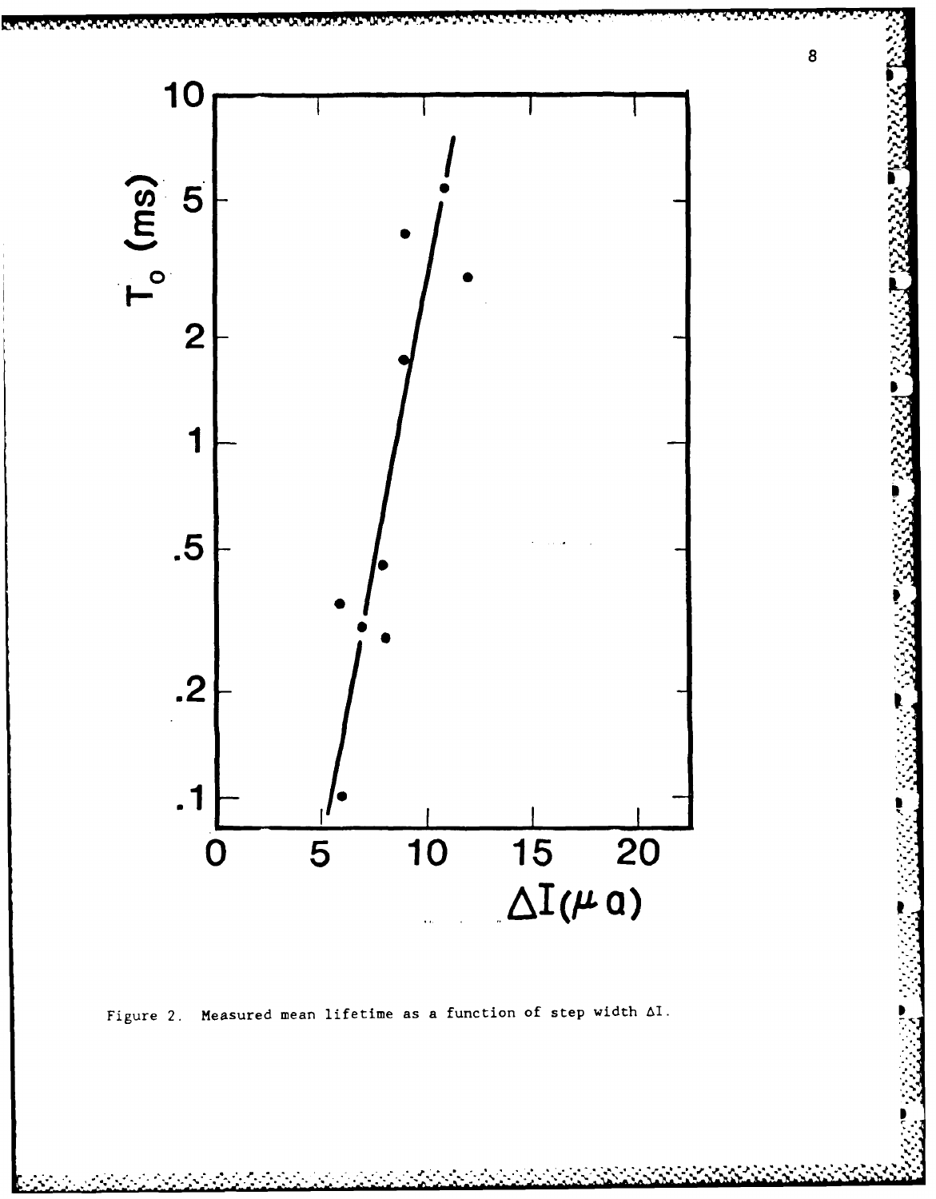Figure 2. Measured mean lifetime as a function of step width $\Delta I$.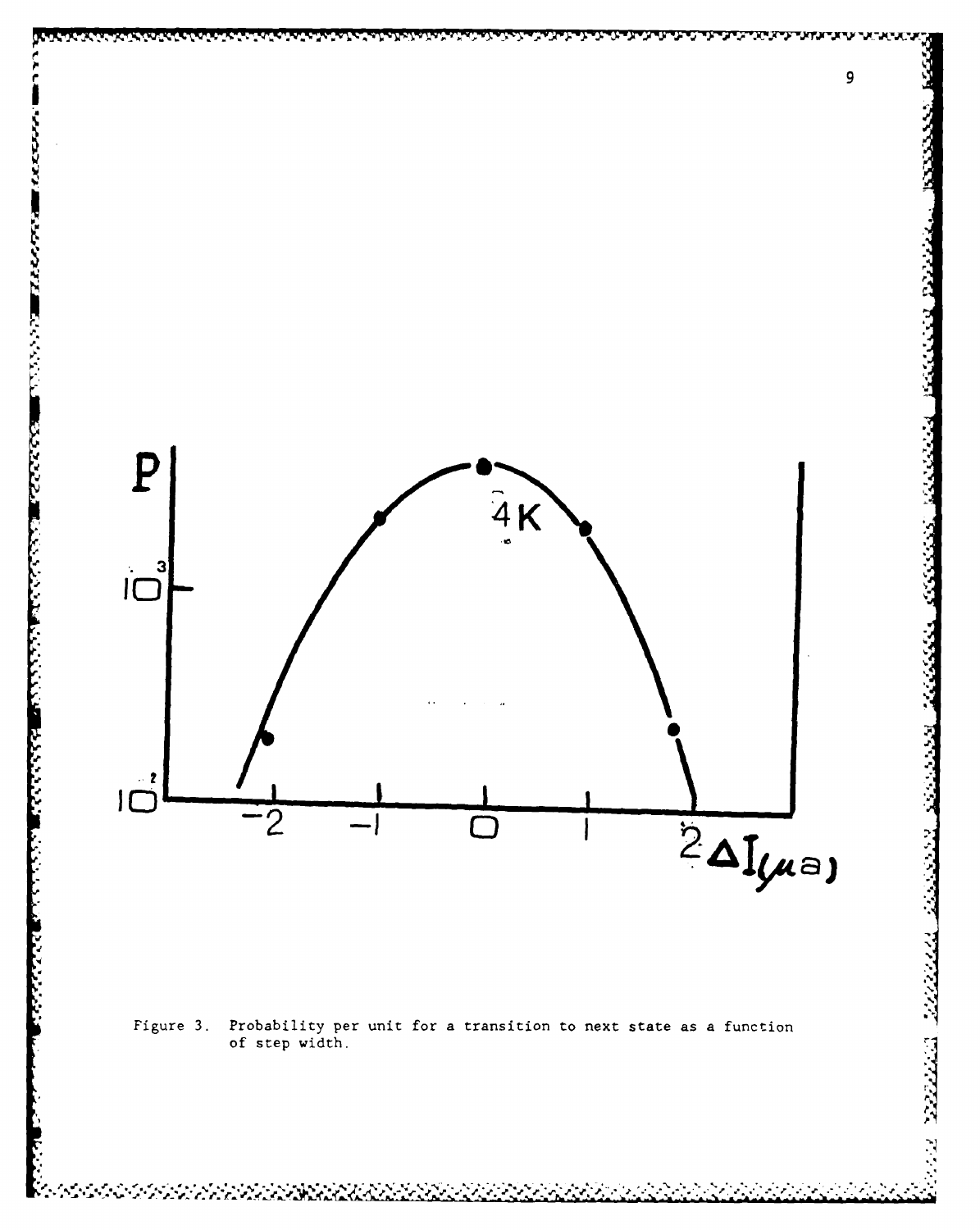Figure 3. Probability per unit for a transition to next state as a function of step width.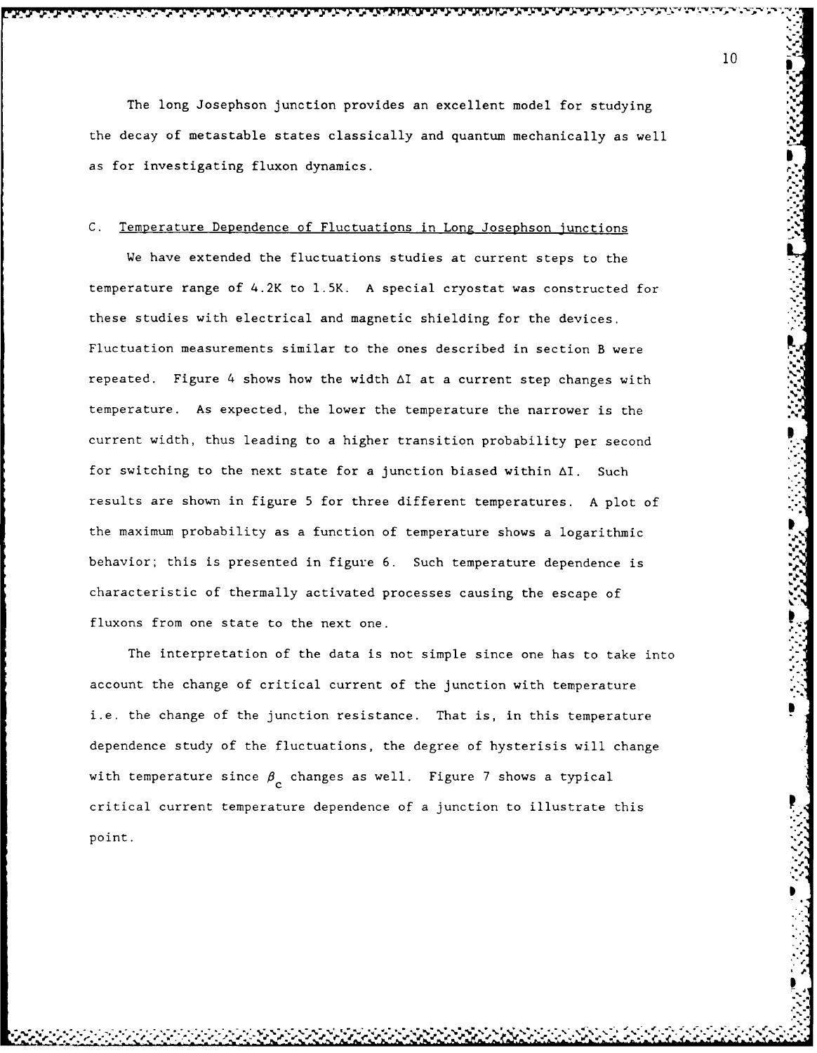The long Josephson junction provides an excellent model for studying the decay of metastable states classically and quantum mechanically as well as for investigating fluxon dynamics.

### C. Temperature Dependence of Fluctuations in Long Josephson junctions

We have extended the fluctuations studies at current steps to the temperature range of 4.2K to 1.5K. A special cryostat was constructed for these studies with electrical and magnetic shielding for the devices. Fluctuation measurements similar to the ones described in section B were repeated. Figure 4 shows how the width $\Delta I$ at a current step changes with temperature. As expected, the lower the temperature the narrower is the current width, thus leading to a higher transition probability per second for switching to the next state for a junction biased within $\Delta I$. Such results are shown in figure 5 for three different temperatures. A plot of the maximum probability as a function of temperature shows a logarithmic behavior; this is presented in figure 6. Such temperature dependence is characteristic of thermally activated processes causing the escape of fluxons from one state to the next one.

The interpretation of the data is not simple since one has to take into account the change of critical current of the junction with temperature i.e. the change of the junction resistance. That is, in this temperature dependence study of the fluctuations, the degree of hysterisis will change with temperature since $\beta_c$ changes as well. Figure 7 shows a typical critical current temperature dependence of a junction to illustrate this point.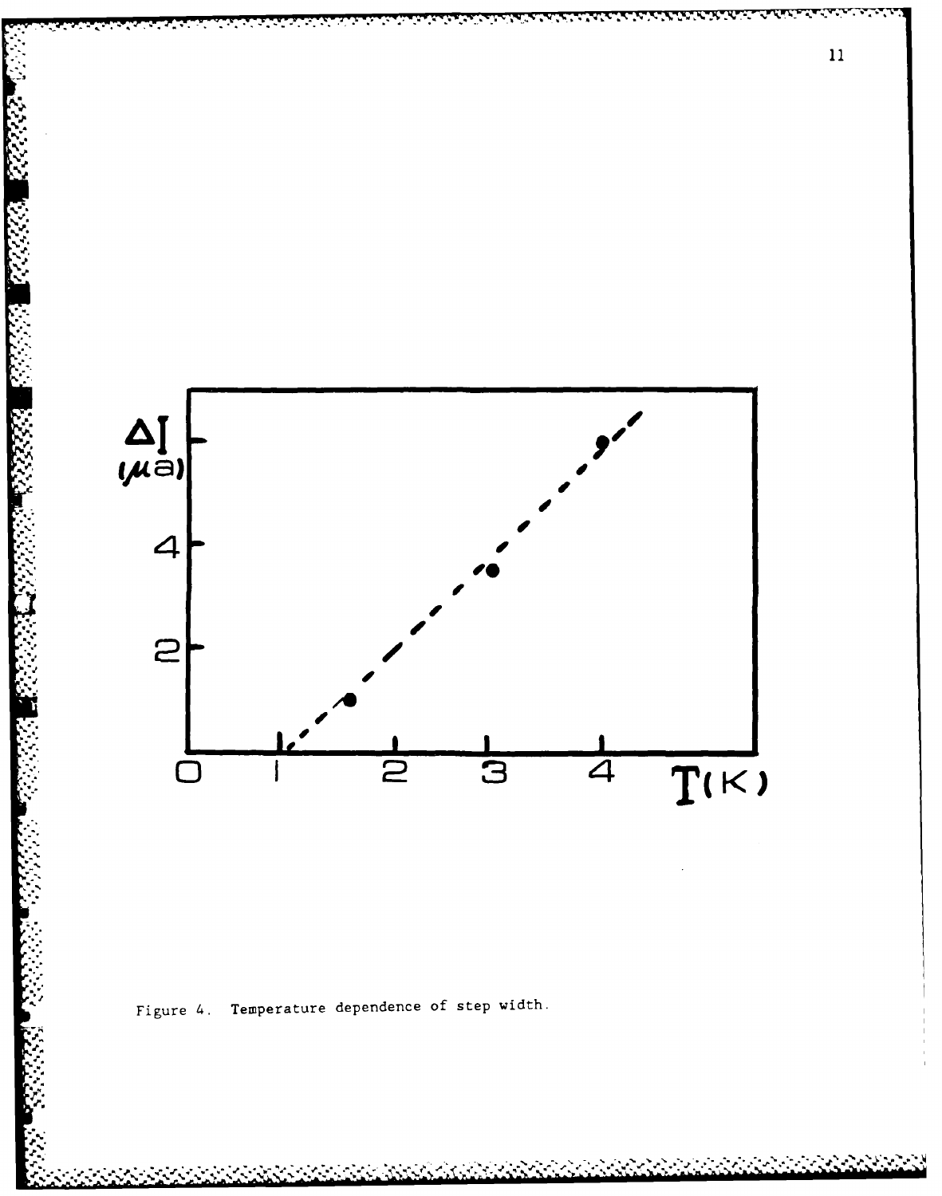Figure 4. Temperature dependence of step width.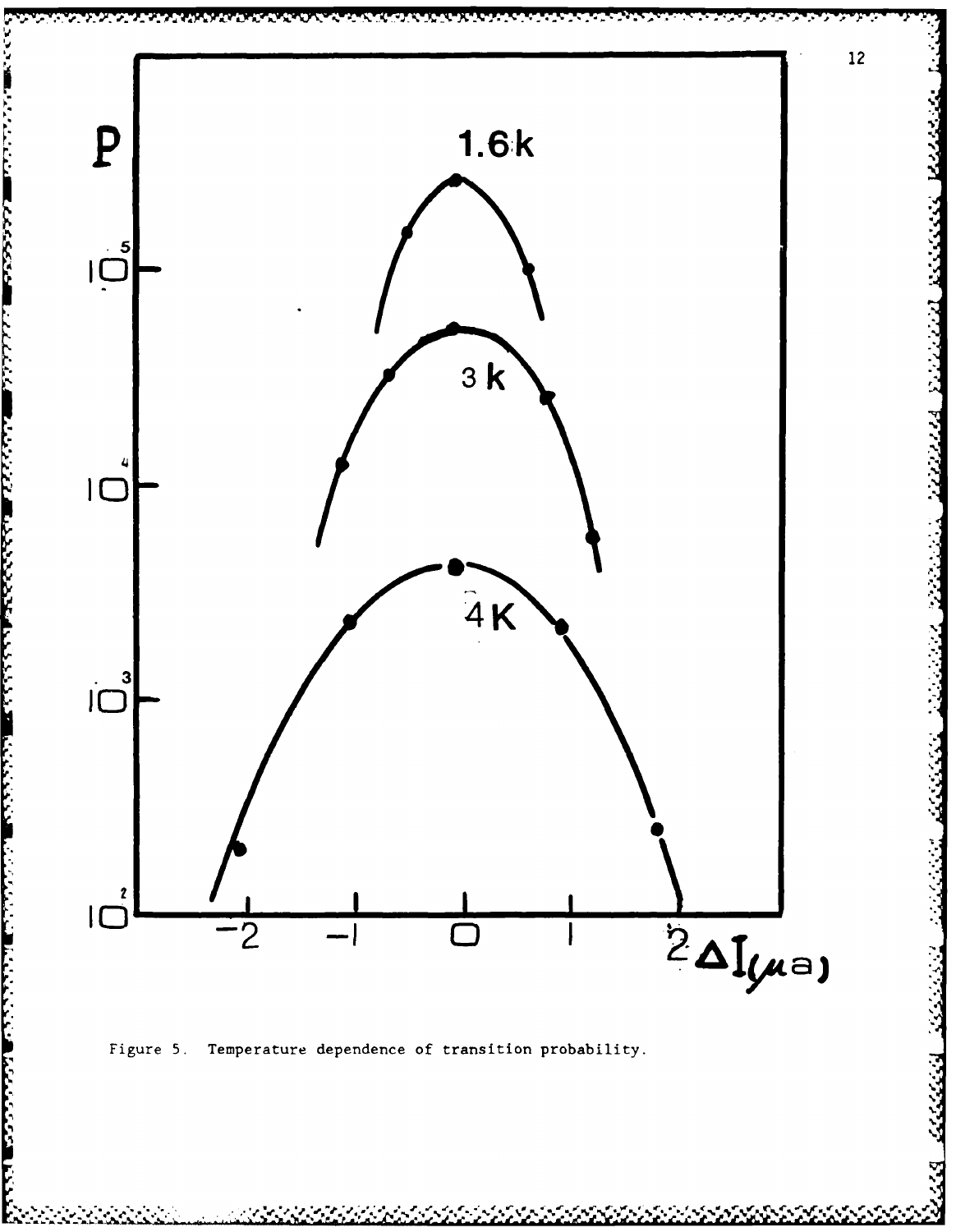Figure 5. Temperature dependence of transition probability.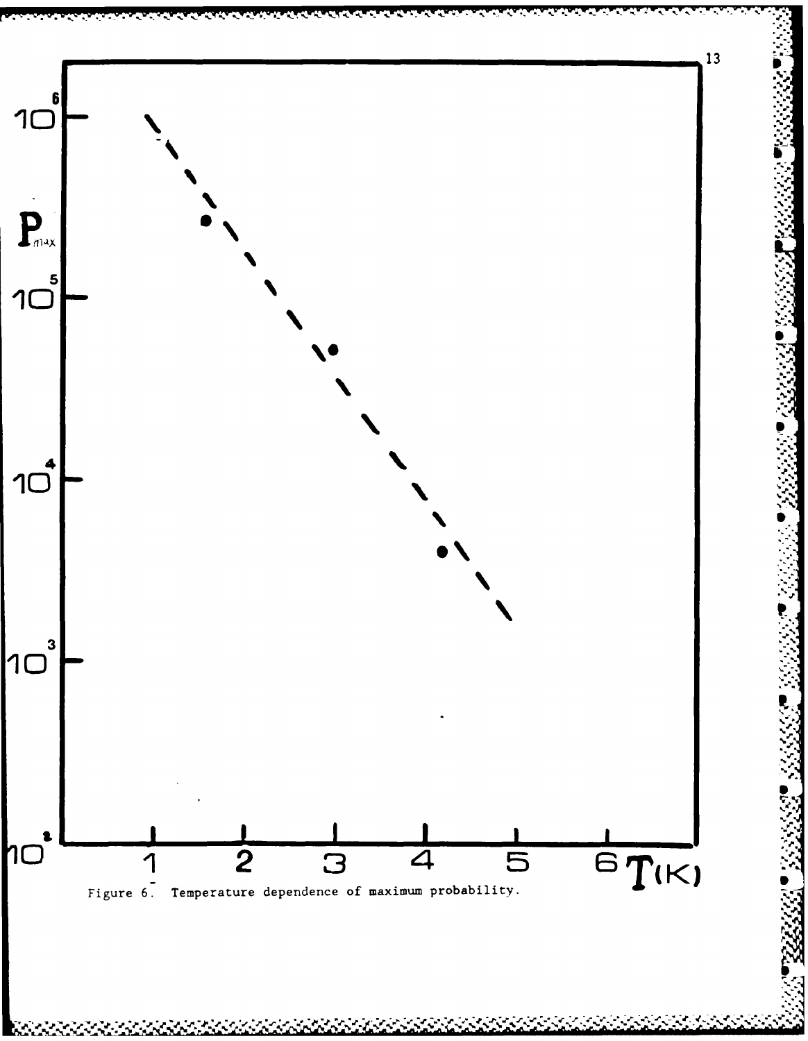Figure 6. Temperature dependence of maximum probability.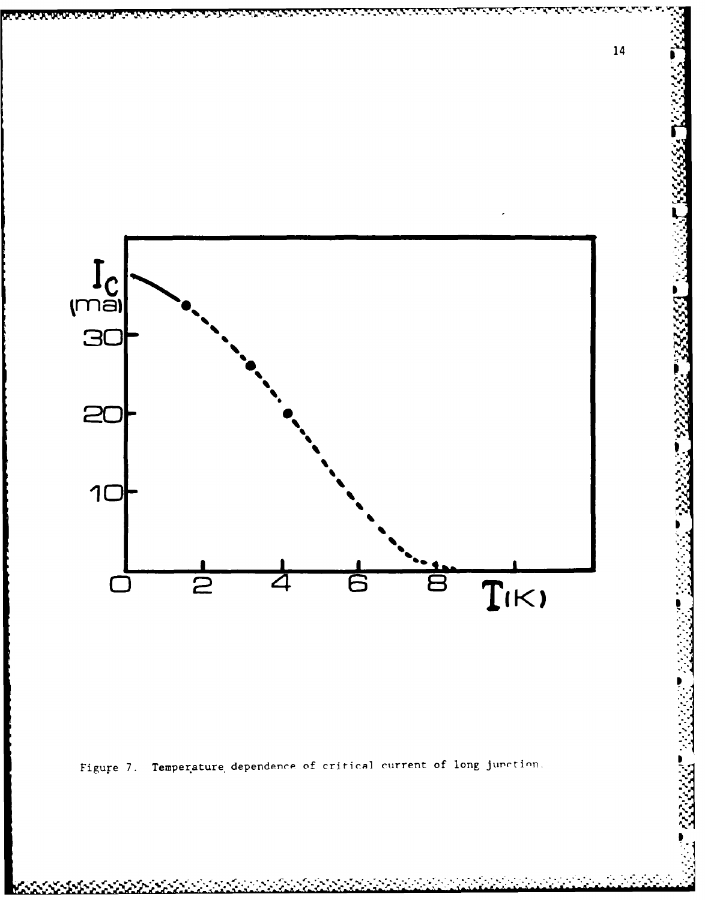Figure 7. Temperature dependence of critical current of long junction.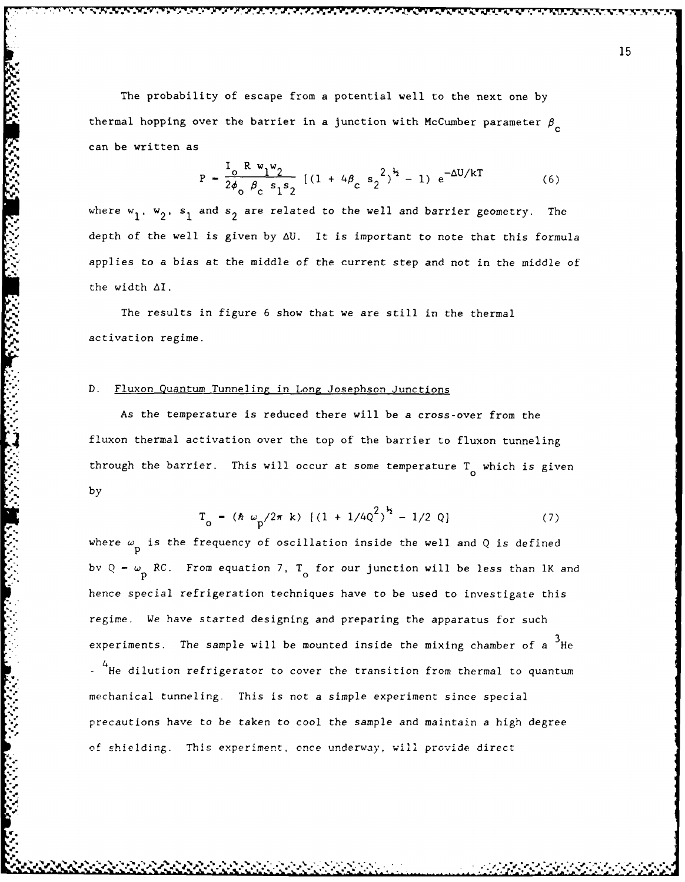The probability of escape from a potential well to the next one by thermal hopping over the barrier in a junction with McCumber parameter $\beta_c$ can be written as

$$P = \frac{I_o R w_1 w_2}{2\phi_o \beta_c s_1 s_2} [(1 + 4\beta_c s_2^2)^{1/2} - 1) e^{-\Delta U/kT} \tag{6}$$

where $w_1$, $w_2$, $s_1$ and $s_2$ are related to the well and barrier geometry. The depth of the well is given by $\Delta U$. It is important to note that this formula applies to a bias at the middle of the current step and not in the middle of the width $\Delta I$.

The results in figure 6 show that we are still in the thermal activation regime.

## D. Fluxon Quantum Tunneling in Long Josephson Junctions

As the temperature is reduced there will be a cross-over from the fluxon thermal activation over the top of the barrier to fluxon tunneling through the barrier. This will occur at some temperature $T_o$ which is given by

$$T_o = (\hbar \omega_p / 2\pi k) [(1 + 1/4Q^2)^{1/2} - 1/2 Q] \tag{7}$$

where $\omega_p$ is the frequency of oscillation inside the well and Q is defined by $Q = \omega_p RC$. From equation 7, $T_o$ for our junction will be less than 1K and hence special refrigeration techniques have to be used to investigate this regime. We have started designing and preparing the apparatus for such experiments. The sample will be mounted inside the mixing chamber of a $^3He$ - $^4He$ dilution refrigerator to cover the transition from thermal to quantum mechanical tunneling. This is not a simple experiment since special precautions have to be taken to cool the sample and maintain a high degree of shielding. This experiment, once underway, will provide direct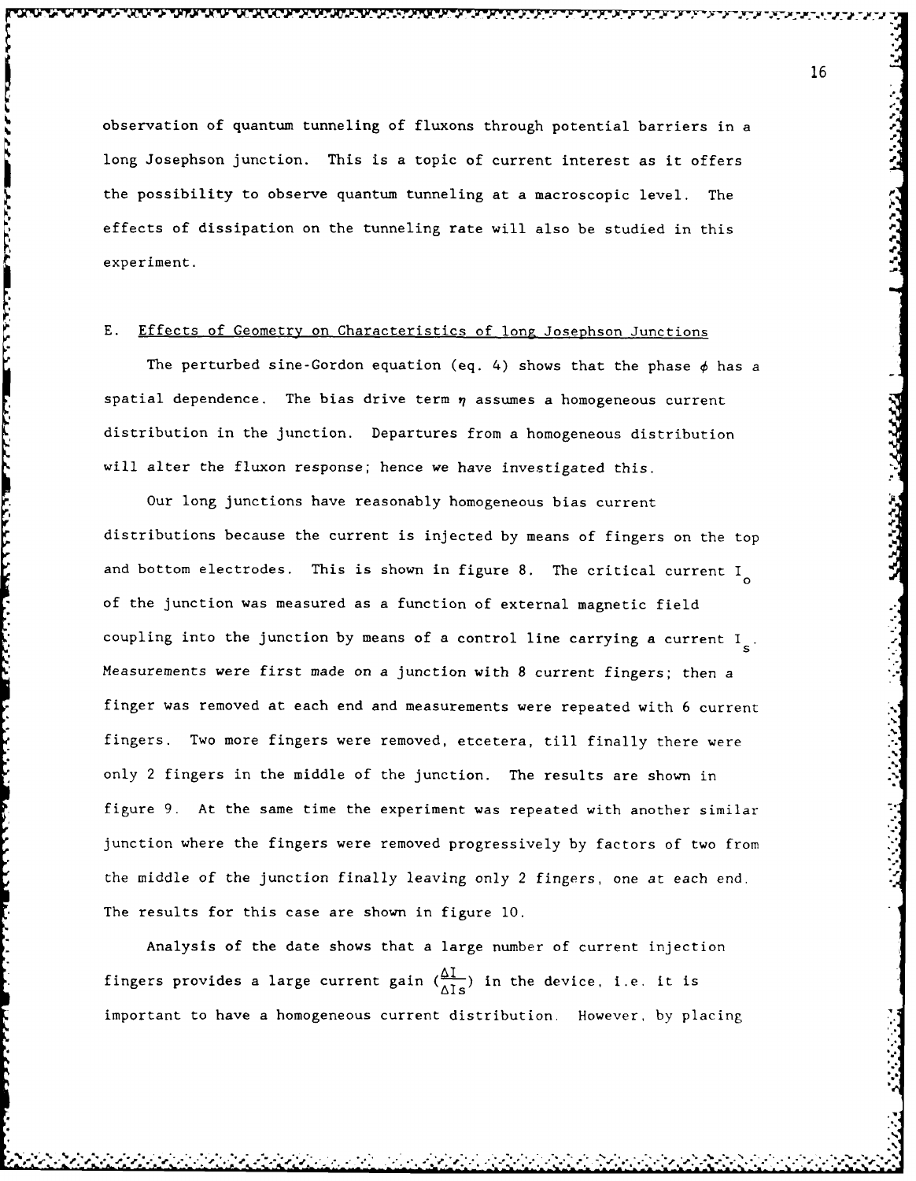observation of quantum tunneling of fluxons through potential barriers in a long Josephson junction. This is a topic of current interest as it offers the possibility to observe quantum tunneling at a macroscopic level. The effects of dissipation on the tunneling rate will also be studied in this experiment.

## E. Effects of Geometry on Characteristics of long Josephson Junctions

The perturbed sine-Gordon equation (eq. 4) shows that the phase $\phi$ has a spatial dependence. The bias drive term $\eta$ assumes a homogeneous current distribution in the junction. Departures from a homogeneous distribution will alter the fluxon response; hence we have investigated this.

Our long junctions have reasonably homogeneous bias current distributions because the current is injected by means of fingers on the top and bottom electrodes. This is shown in figure 8. The critical current $I_o$ of the junction was measured as a function of external magnetic field coupling into the junction by means of a control line carrying a current $I_s$. Measurements were first made on a junction with 8 current fingers; then a finger was removed at each end and measurements were repeated with 6 current fingers. Two more fingers were removed, etcetera, till finally there were only 2 fingers in the middle of the junction. The results are shown in figure 9. At the same time the experiment was repeated with another similar junction where the fingers were removed progressively by factors of two from the middle of the junction finally leaving only 2 fingers, one at each end. The results for this case are shown in figure 10.

Analysis of the date shows that a large number of current injection fingers provides a large current gain ($\frac{\Delta I}{\Delta I_s}$) in the device, i.e. it is important to have a homogeneous current distribution. However, by placing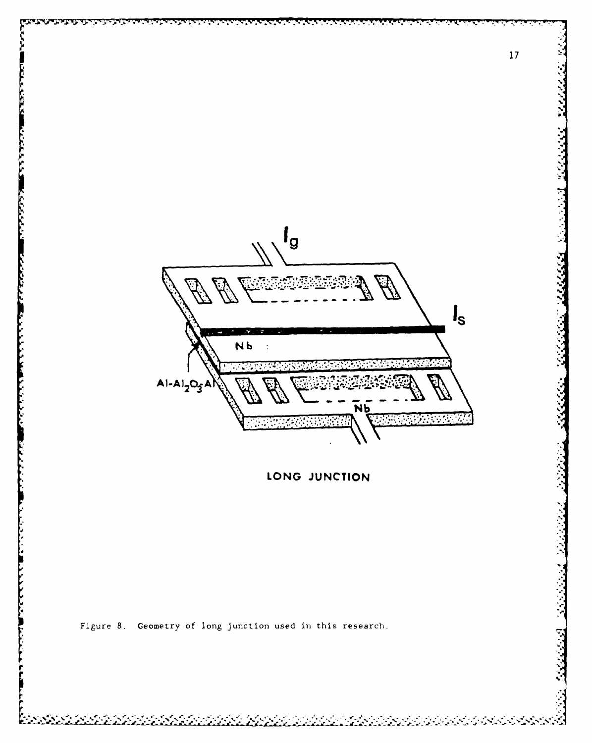$I_g$

$I_s$

Nb

$Al\text{-}Al_2O_3\text{-}Al$

Nb

LONG JUNCTION

Figure 8. Geometry of long junction used in this research.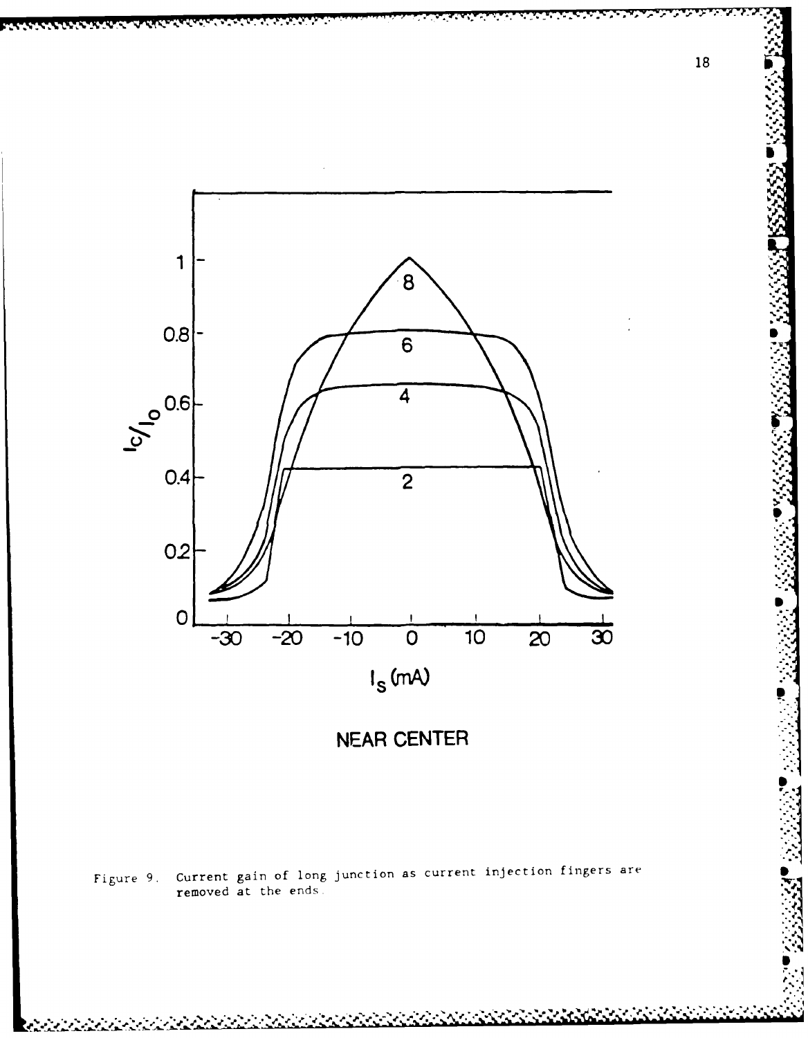NEAR CENTER

Figure 9. Current gain of long junction as current injection fingers are removed at the ends.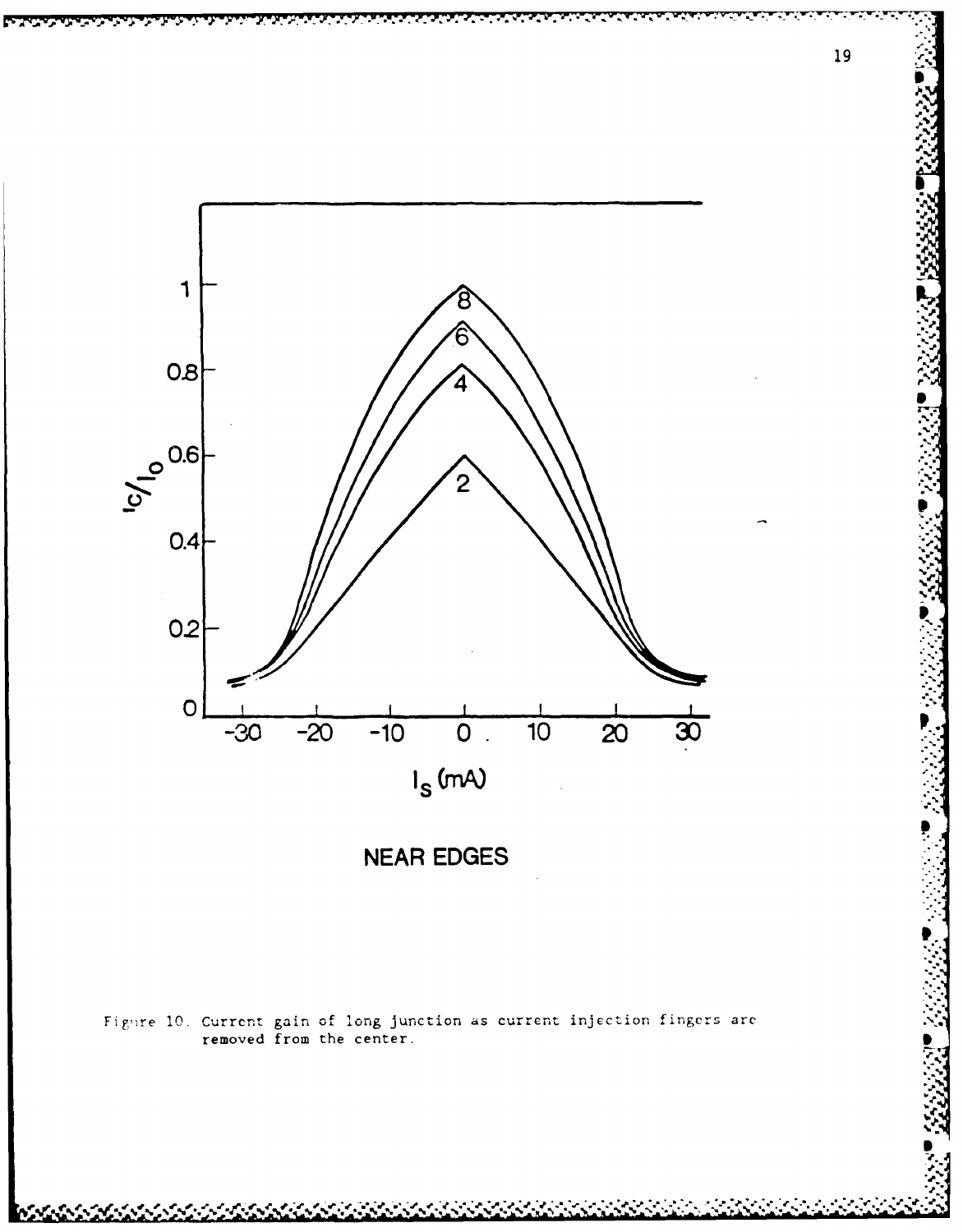NEAR EDGES

Figure 10. Current gain of long junction as current injection fingers are removed from the center.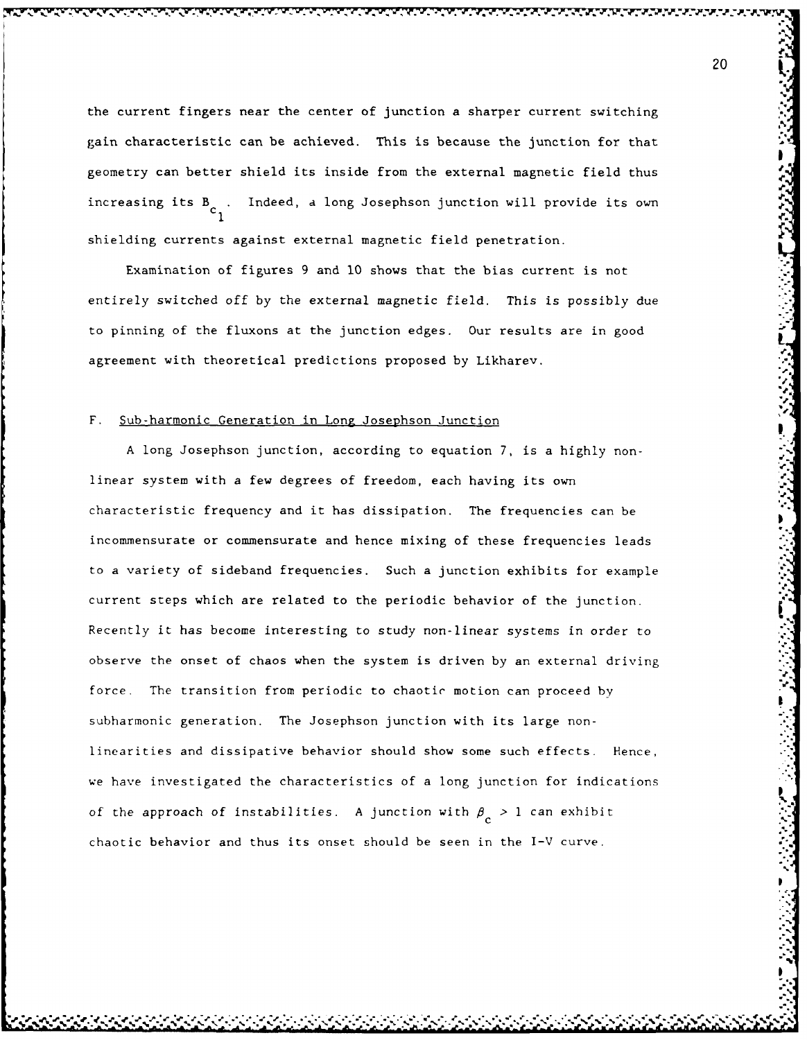the current fingers near the center of junction a sharper current switching gain characteristic can be achieved. This is because the junction for that geometry can better shield its inside from the external magnetic field thus increasing its $B_{c_1}$. Indeed, a long Josephson junction will provide its own shielding currents against external magnetic field penetration.

Examination of figures 9 and 10 shows that the bias current is not entirely switched off by the external magnetic field. This is possibly due to pinning of the fluxons at the junction edges. Our results are in good agreement with theoretical predictions proposed by Likharev.

## F. Sub-harmonic Generation in Long Josephson Junction

A long Josephson junction, according to equation 7, is a highly non-linear system with a few degrees of freedom, each having its own characteristic frequency and it has dissipation. The frequencies can be incommensurate or commensurate and hence mixing of these frequencies leads to a variety of sideband frequencies. Such a junction exhibits for example current steps which are related to the periodic behavior of the junction. Recently it has become interesting to study non-linear systems in order to observe the onset of chaos when the system is driven by an external driving force. The transition from periodic to chaotic motion can proceed by subharmonic generation. The Josephson junction with its large non-linearities and dissipative behavior should show some such effects. Hence, we have investigated the characteristics of a long junction for indications of the approach of instabilities. A junction with $\beta_c > 1$ can exhibit chaotic behavior and thus its onset should be seen in the I-V curve.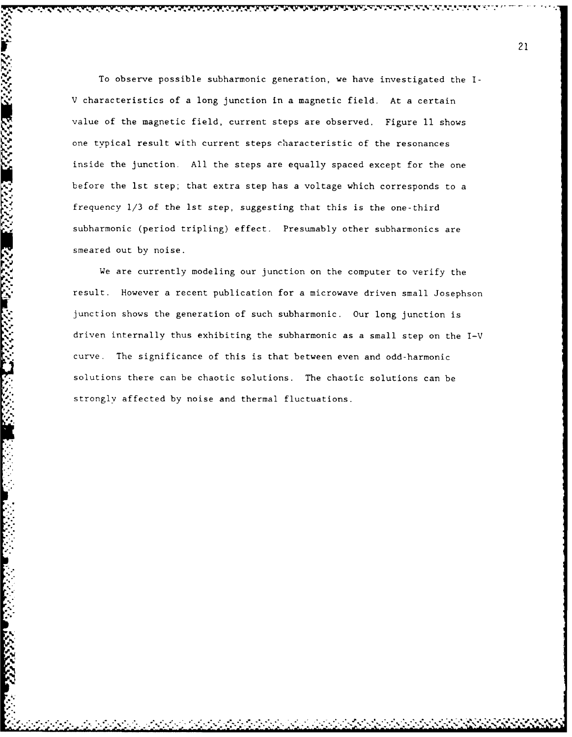To observe possible subharmonic generation, we have investigated the I-V characteristics of a long junction in a magnetic field. At a certain value of the magnetic field, current steps are observed. Figure 11 shows one typical result with current steps characteristic of the resonances inside the junction. All the steps are equally spaced except for the one before the 1st step; that extra step has a voltage which corresponds to a frequency 1/3 of the 1st step, suggesting that this is the one-third subharmonic (period tripling) effect. Presumably other subharmonics are smeared out by noise.

We are currently modeling our junction on the computer to verify the result. However a recent publication for a microwave driven small Josephson junction shows the generation of such subharmonic. Our long junction is driven internally thus exhibiting the subharmonic as a small step on the I-V curve. The significance of this is that between even and odd-harmonic solutions there can be chaotic solutions. The chaotic solutions can be strongly affected by noise and thermal fluctuations.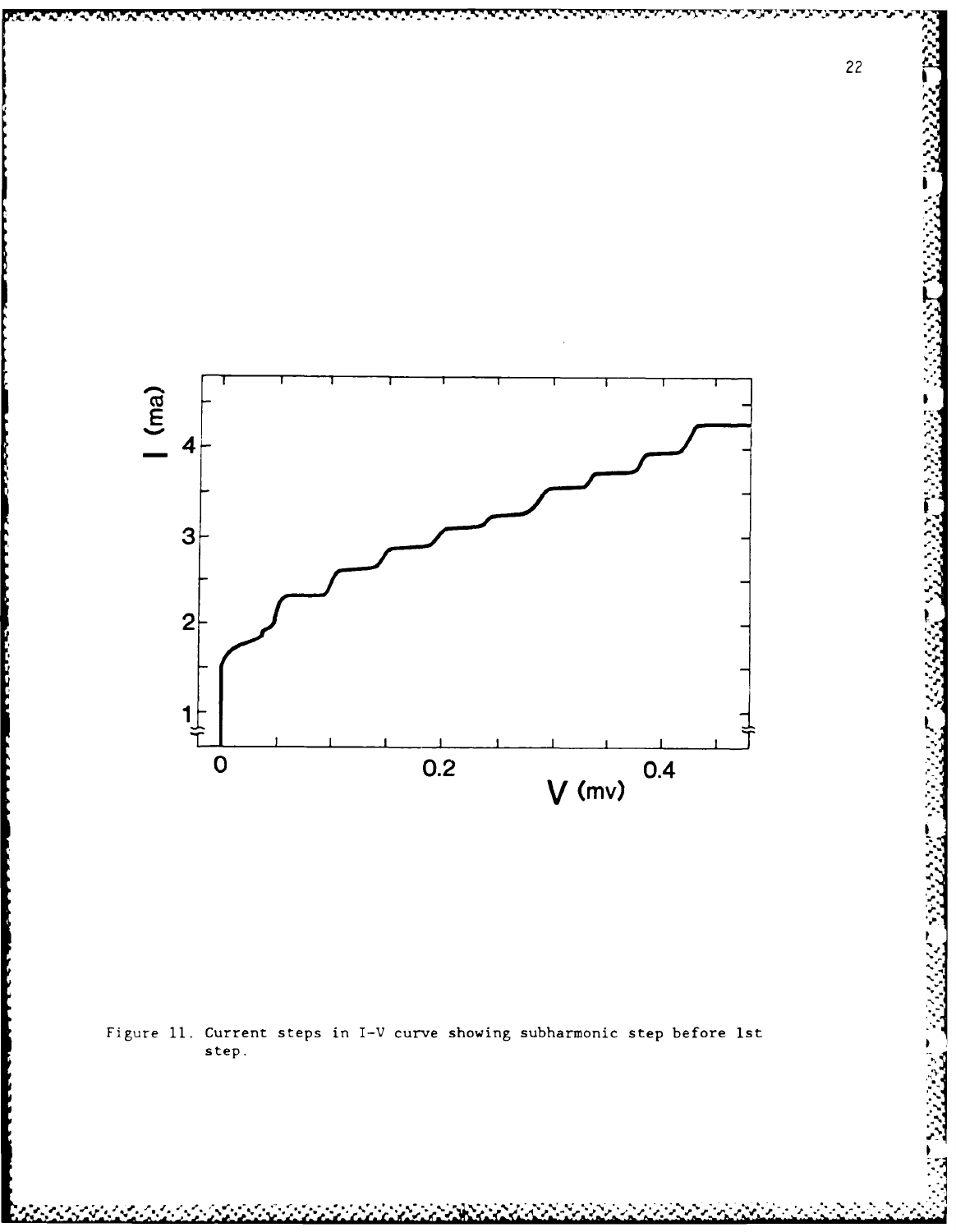Figure 11. Current steps in I-V curve showing subharmonic step before 1st step.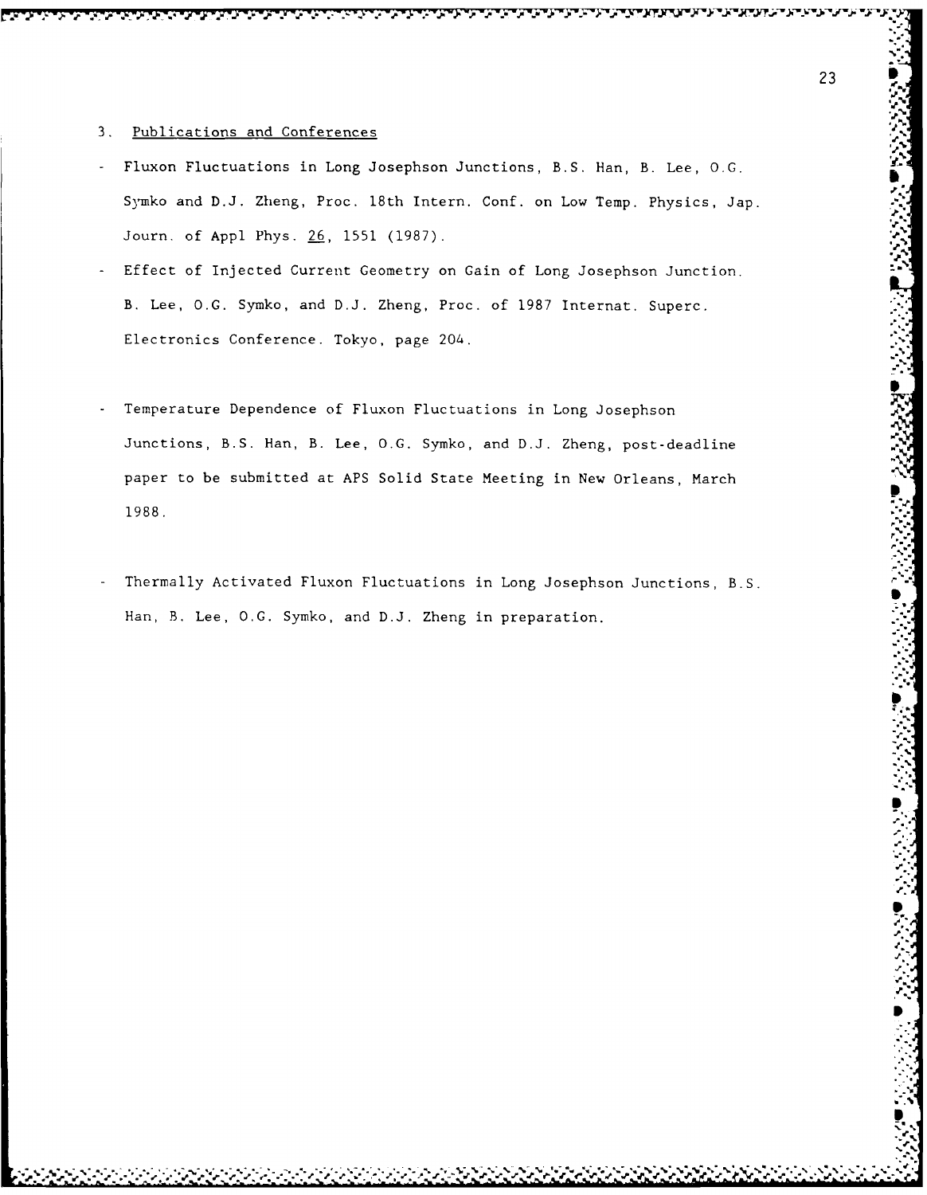3. Publications and Conferences

- Fluxon Fluctuations in Long Josephson Junctions, B.S. Han, B. Lee, O.G. Symko and D.J. Zheng, Proc. 18th Intern. Conf. on Low Temp. Physics, Jap. Journ. of Appl Phys. 26, 1551 (1987).
- Effect of Injected Current Geometry on Gain of Long Josephson Junction. B. Lee, O.G. Symko, and D.J. Zheng, Proc. of 1987 Internat. Superc. Electronics Conference. Tokyo, page 204.
- Temperature Dependence of Fluxon Fluctuations in Long Josephson Junctions, B.S. Han, B. Lee, O.G. Symko, and D.J. Zheng, post-deadline paper to be submitted at APS Solid State Meeting in New Orleans, March 1988.
- Thermally Activated Fluxon Fluctuations in Long Josephson Junctions, B.S. Han, B. Lee, O.G. Symko, and D.J. Zheng in preparation.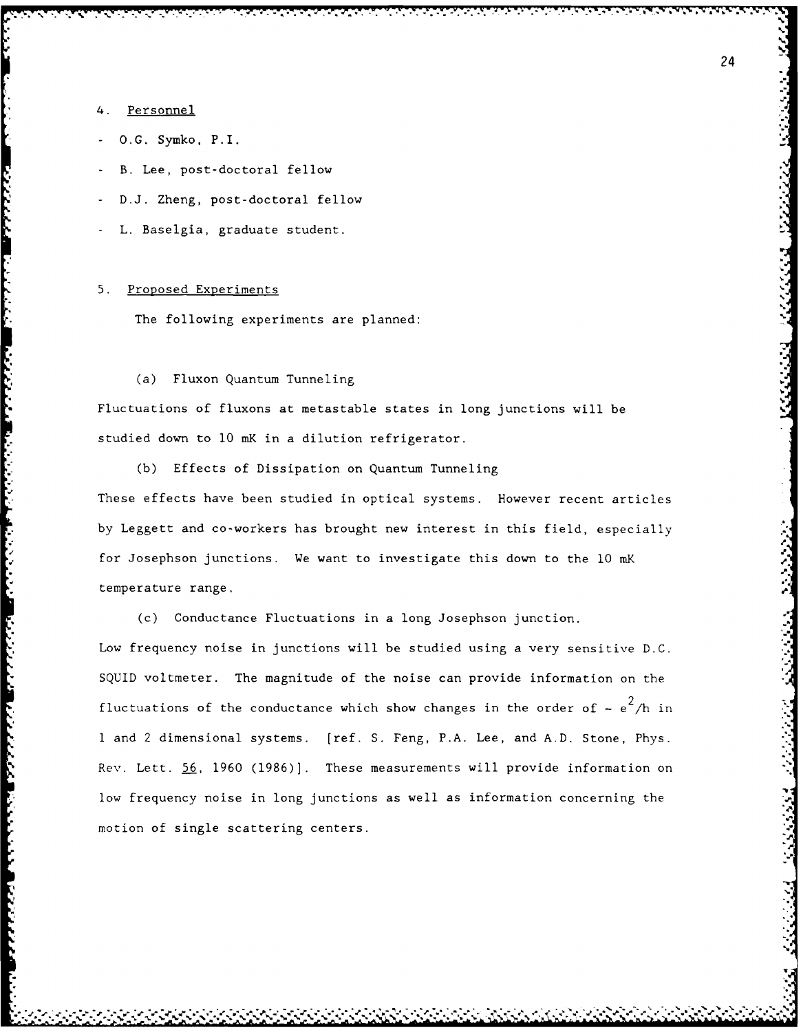## 4. Personnel

- O.G. Symko, P.I.
- B. Lee, post-doctoral fellow
- D.J. Zheng, post-doctoral fellow
- L. Baselgia, graduate student.

## 5. Proposed Experiments

The following experiments are planned:

(a) Fluxon Quantum Tunneling

Fluctuations of fluxons at metastable states in long junctions will be studied down to 10 mK in a dilution refrigerator.

(b) Effects of Dissipation on Quantum Tunneling

These effects have been studied in optical systems. However recent articles by Leggett and co-workers has brought new interest in this field, especially for Josephson junctions. We want to investigate this down to the 10 mK temperature range.

(c) Conductance Fluctuations in a long Josephson junction.

Low frequency noise in junctions will be studied using a very sensitive D.C. SQUID voltmeter. The magnitude of the noise can provide information on the fluctuations of the conductance which show changes in the order of $\sim e^2/h$ in 1 and 2 dimensional systems. [ref. S. Feng, P.A. Lee, and A.D. Stone, Phys. Rev. Lett. 56, 1960 (1986)]. These measurements will provide information on low frequency noise in long junctions as well as information concerning the motion of single scattering centers.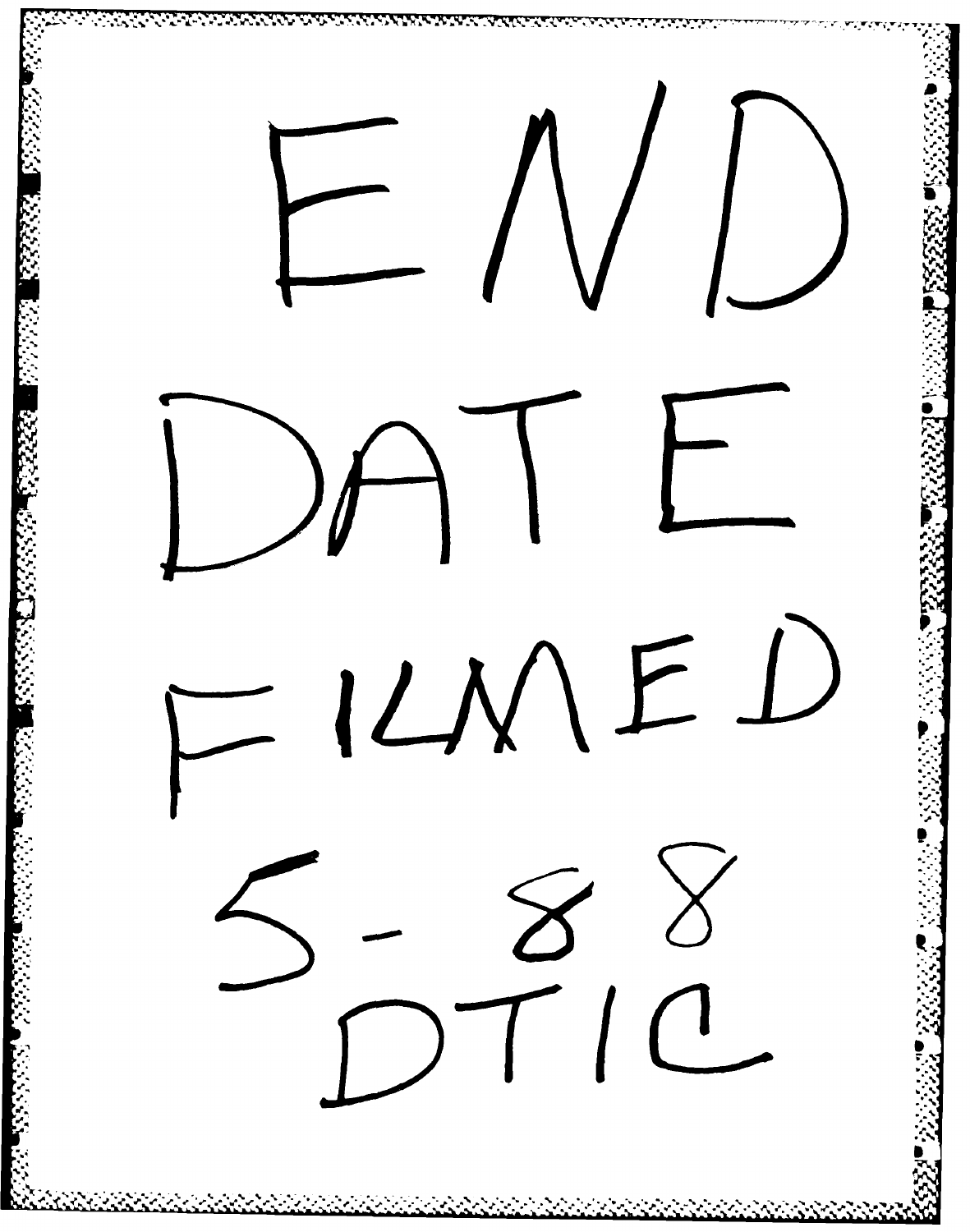END

DATE

FILMED

5-88

DTIC